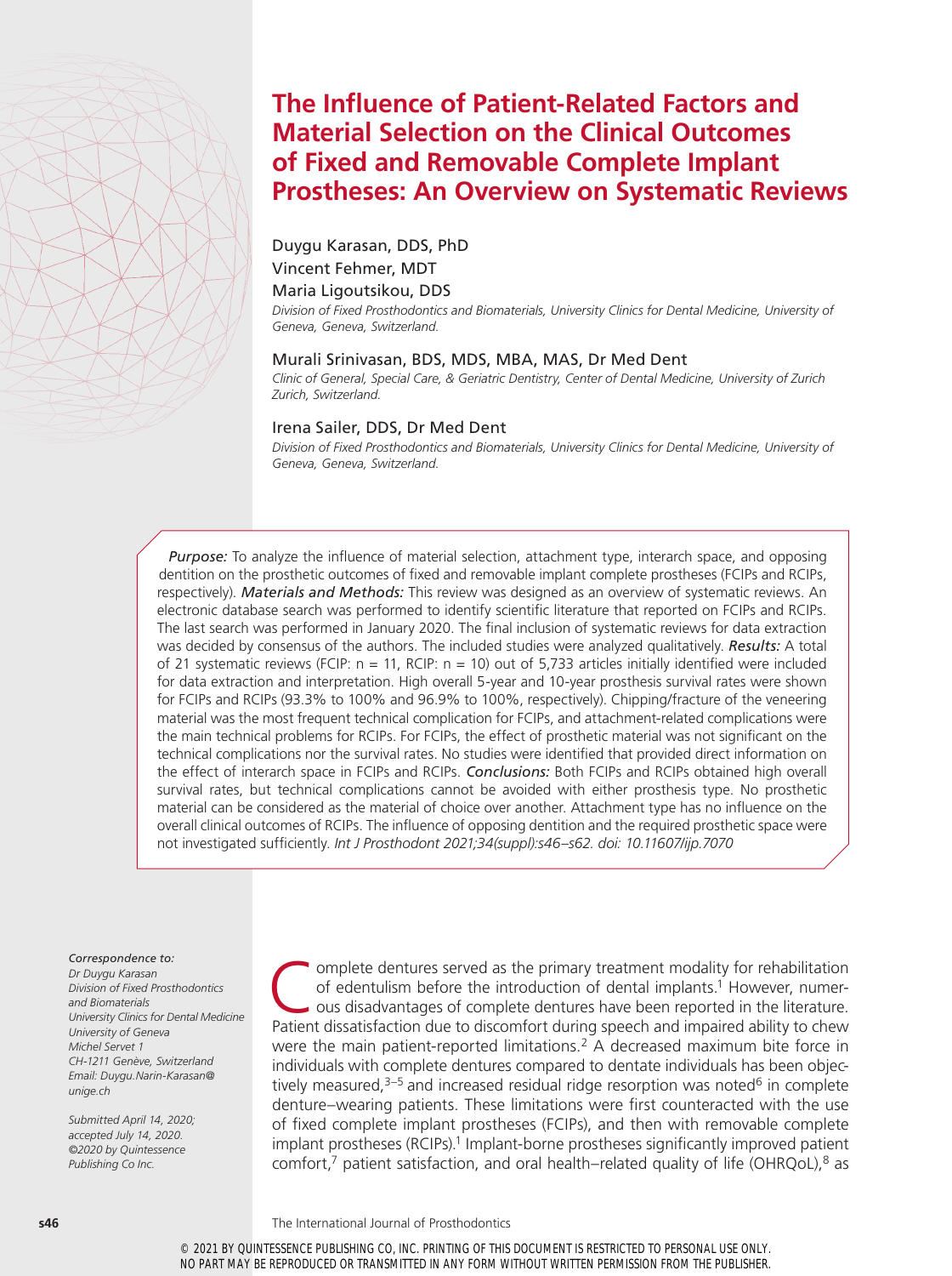# The Influence of Patient-Related Factors and Material Selection on the Clinical Outcomes of Fixed and Removable Complete Implant Prostheses: An Overview on Systematic Reviews

Duygu Karasan, DDS, PhD

Vincent Fehmer, MDT

Maria Ligoutsikou, DDS

*Division of Fixed Prosthodontics and Biomaterials, University Clinics for Dental Medicine, University of Geneva, Geneva, Switzerland.*

Murali Srinivasan, BDS, MDS, MBA, MAS, Dr Med Dent

*Clinic of General, Special Care, & Geriatric Dentistry, Center of Dental Medicine, University of Zurich Zurich, Switzerland.*

Irena Sailer, DDS, Dr Med Dent

*Division of Fixed Prosthodontics and Biomaterials, University Clinics for Dental Medicine, University of Geneva, Geneva, Switzerland.*

***Purpose:*** To analyze the influence of material selection, attachment type, interarch space, and opposing dentition on the prosthetic outcomes of fixed and removable implant complete prostheses (FCIPs and RCIPs, respectively). ***Materials and Methods:*** This review was designed as an overview of systematic reviews. An electronic database search was performed to identify scientific literature that reported on FCIPs and RCIPs. The last search was performed in January 2020. The final inclusion of systematic reviews for data extraction was decided by consensus of the authors. The included studies were analyzed qualitatively. ***Results:*** A total of 21 systematic reviews (FCIP: n = 11, RCIP: n = 10) out of 5,733 articles initially identified were included for data extraction and interpretation. High overall 5-year and 10-year prosthesis survival rates were shown for FCIPs and RCIPs (93.3% to 100% and 96.9% to 100%, respectively). Chipping/fracture of the veneering material was the most frequent technical complication for FCIPs, and attachment-related complications were the main technical problems for RCIPs. For FCIPs, the effect of prosthetic material was not significant on the technical complications nor the survival rates. No studies were identified that provided direct information on the effect of interarch space in FCIPs and RCIPs. ***Conclusions:*** Both FCIPs and RCIPs obtained high overall survival rates, but technical complications cannot be avoided with either prosthesis type. No prosthetic material can be considered as the material of choice over another. Attachment type has no influence on the overall clinical outcomes of RCIPs. The influence of opposing dentition and the required prosthetic space were not investigated sufficiently. *Int J Prosthodont 2021;34(suppl):s46–s62. doi: 10.11607/ijp.7070*

*Correspondence to:*
*Dr Duygu Karasan*
*Division of Fixed Prosthodontics and Biomaterials*
*University Clinics for Dental Medicine*
*University of Geneva*
*Michel Servet 1*
*CH-1211 Genève, Switzerland*
*Email: Duygu.Narin-Karasan@unige.ch*

*Submitted April 14, 2020; accepted July 14, 2020.*
*©2020 by Quintessence Publishing Co Inc.*

Complete dentures served as the primary treatment modality for rehabilitation of edentulism before the introduction of dental implants.[1] However, numerous disadvantages of complete dentures have been reported in the literature. Patient dissatisfaction due to discomfort during speech and impaired ability to chew were the main patient-reported limitations.[2] A decreased maximum bite force in individuals with complete dentures compared to dentate individuals has been objectively measured,[3–5] and increased residual ridge resorption was noted[6] in complete denture–wearing patients. These limitations were first counteracted with the use of fixed complete implant prostheses (FCIPs), and then with removable complete implant prostheses (RCIPs).[1] Implant-borne prostheses significantly improved patient comfort,[7] patient satisfaction, and oral health–related quality of life (OHRQoL),[8] as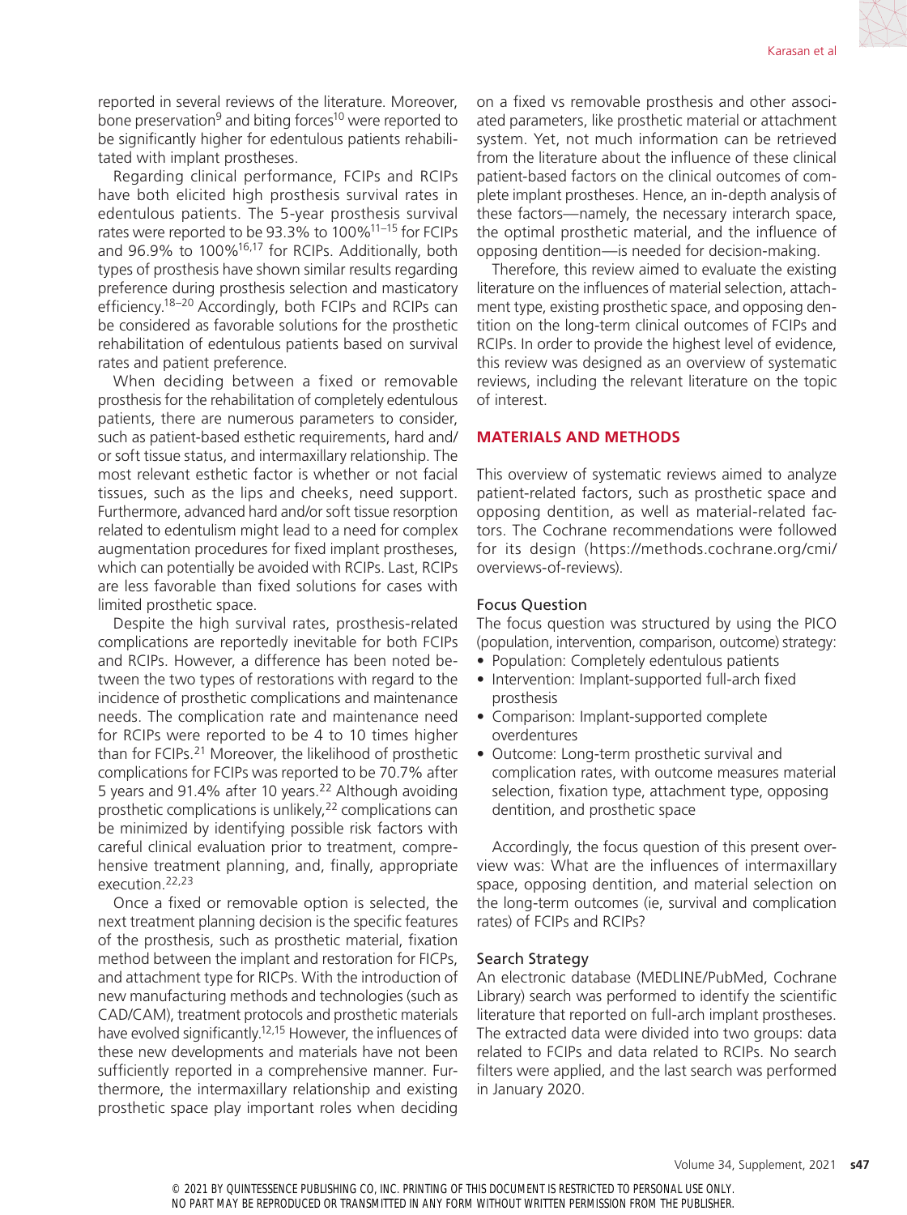reported in several reviews of the literature. Moreover, bone preservation[9] and biting forces[10] were reported to be significantly higher for edentulous patients rehabilitated with implant prostheses.

Regarding clinical performance, FCIPs and RCIPs have both elicited high prosthesis survival rates in edentulous patients. The 5-year prosthesis survival rates were reported to be 93.3% to 100%[11–15] for FCIPs and 96.9% to 100%[16,17] for RCIPs. Additionally, both types of prosthesis have shown similar results regarding preference during prosthesis selection and masticatory efficiency.[18–20] Accordingly, both FCIPs and RCIPs can be considered as favorable solutions for the prosthetic rehabilitation of edentulous patients based on survival rates and patient preference.

When deciding between a fixed or removable prosthesis for the rehabilitation of completely edentulous patients, there are numerous parameters to consider, such as patient-based esthetic requirements, hard and/or soft tissue status, and intermaxillary relationship. The most relevant esthetic factor is whether or not facial tissues, such as the lips and cheeks, need support. Furthermore, advanced hard and/or soft tissue resorption related to edentulism might lead to a need for complex augmentation procedures for fixed implant prostheses, which can potentially be avoided with RCIPs. Last, RCIPs are less favorable than fixed solutions for cases with limited prosthetic space.

Despite the high survival rates, prosthesis-related complications are reportedly inevitable for both FCIPs and RCIPs. However, a difference has been noted between the two types of restorations with regard to the incidence of prosthetic complications and maintenance needs. The complication rate and maintenance need for RCIPs were reported to be 4 to 10 times higher than for FCIPs.[21] Moreover, the likelihood of prosthetic complications for FCIPs was reported to be 70.7% after 5 years and 91.4% after 10 years.[22] Although avoiding prosthetic complications is unlikely,[22] complications can be minimized by identifying possible risk factors with careful clinical evaluation prior to treatment, comprehensive treatment planning, and, finally, appropriate execution.[22,23]

Once a fixed or removable option is selected, the next treatment planning decision is the specific features of the prosthesis, such as prosthetic material, fixation method between the implant and restoration for FICPs, and attachment type for RICPs. With the introduction of new manufacturing methods and technologies (such as CAD/CAM), treatment protocols and prosthetic materials have evolved significantly.[12,15] However, the influences of these new developments and materials have not been sufficiently reported in a comprehensive manner. Furthermore, the intermaxillary relationship and existing prosthetic space play important roles when deciding on a fixed vs removable prosthesis and other associated parameters, like prosthetic material or attachment system. Yet, not much information can be retrieved from the literature about the influence of these clinical patient-based factors on the clinical outcomes of complete implant prostheses. Hence, an in-depth analysis of these factors—namely, the necessary interarch space, the optimal prosthetic material, and the influence of opposing dentition—is needed for decision-making.

Therefore, this review aimed to evaluate the existing literature on the influences of material selection, attachment type, existing prosthetic space, and opposing dentition on the long-term clinical outcomes of FCIPs and RCIPs. In order to provide the highest level of evidence, this review was designed as an overview of systematic reviews, including the relevant literature on the topic of interest.

## MATERIALS AND METHODS

This overview of systematic reviews aimed to analyze patient-related factors, such as prosthetic space and opposing dentition, as well as material-related factors. The Cochrane recommendations were followed for its design (https://methods.cochrane.org/cmi/overviews-of-reviews).

### Focus Question

The focus question was structured by using the PICO (population, intervention, comparison, outcome) strategy:

- Population: Completely edentulous patients
- Intervention: Implant-supported full-arch fixed prosthesis
- Comparison: Implant-supported complete overdentures
- Outcome: Long-term prosthetic survival and complication rates, with outcome measures material selection, fixation type, attachment type, opposing dentition, and prosthetic space

Accordingly, the focus question of this present overview was: What are the influences of intermaxillary space, opposing dentition, and material selection on the long-term outcomes (ie, survival and complication rates) of FCIPs and RCIPs?

### Search Strategy

An electronic database (MEDLINE/PubMed, Cochrane Library) search was performed to identify the scientific literature that reported on full-arch implant prostheses. The extracted data were divided into two groups: data related to FCIPs and data related to RCIPs. No search filters were applied, and the last search was performed in January 2020.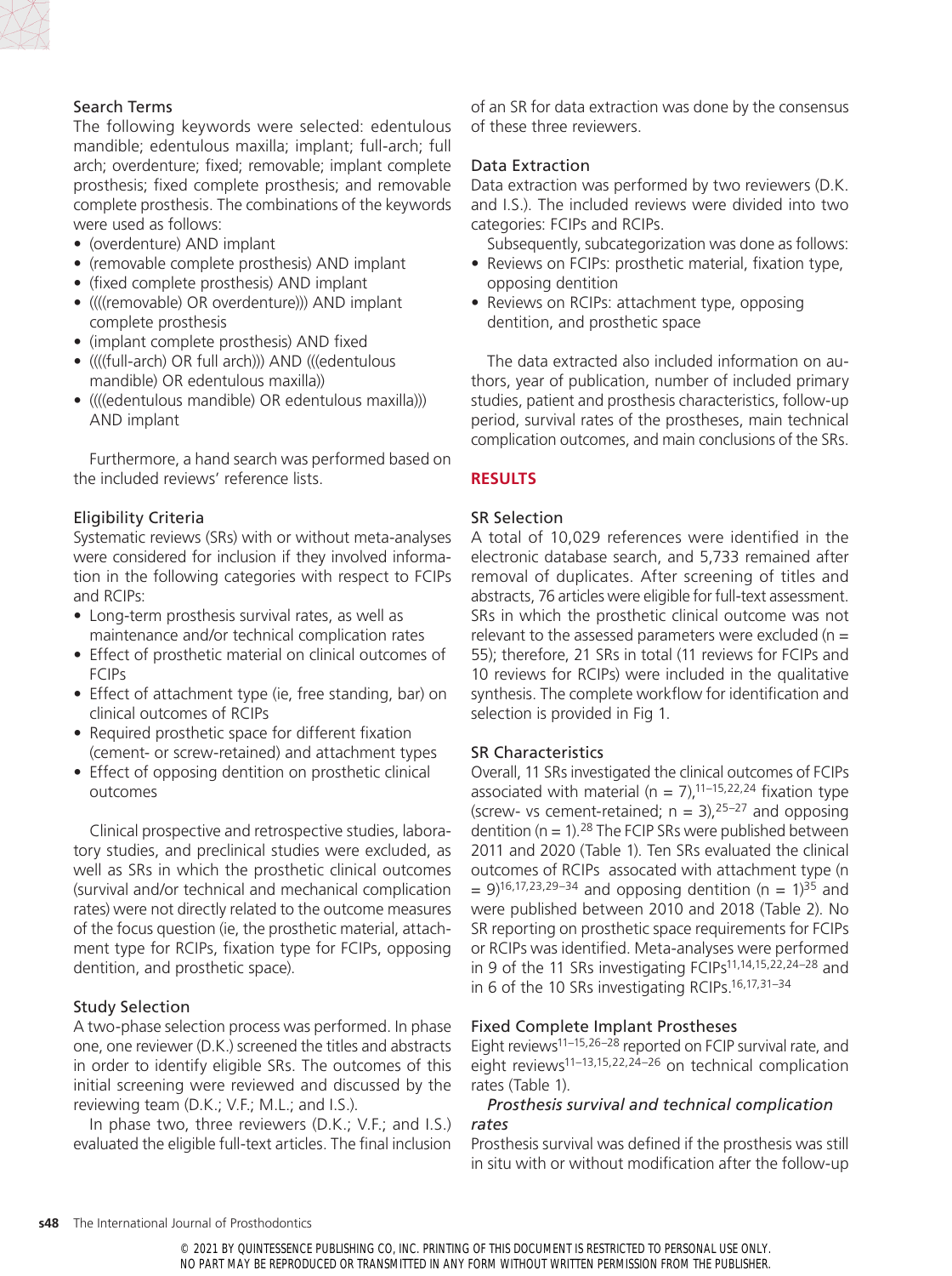### Search Terms

The following keywords were selected: edentulous mandible; edentulous maxilla; implant; full-arch; full arch; overdenture; fixed; removable; implant complete prosthesis; fixed complete prosthesis; and removable complete prosthesis. The combinations of the keywords were used as follows:

- (overdenture) AND implant
- (removable complete prosthesis) AND implant
- (fixed complete prosthesis) AND implant
- ((((removable) OR overdenture))) AND implant complete prosthesis
- (implant complete prosthesis) AND fixed
- ((((full-arch) OR full arch))) AND (((edentulous mandible) OR edentulous maxilla))
- ((((edentulous mandible) OR edentulous maxilla))) AND implant

Furthermore, a hand search was performed based on the included reviews' reference lists.

### Eligibility Criteria

Systematic reviews (SRs) with or without meta-analyses were considered for inclusion if they involved information in the following categories with respect to FCIPs and RCIPs:

- Long-term prosthesis survival rates, as well as maintenance and/or technical complication rates
- Effect of prosthetic material on clinical outcomes of FCIPs
- Effect of attachment type (ie, free standing, bar) on clinical outcomes of RCIPs
- Required prosthetic space for different fixation (cement- or screw-retained) and attachment types
- Effect of opposing dentition on prosthetic clinical outcomes

Clinical prospective and retrospective studies, laboratory studies, and preclinical studies were excluded, as well as SRs in which the prosthetic clinical outcomes (survival and/or technical and mechanical complication rates) were not directly related to the outcome measures of the focus question (ie, the prosthetic material, attachment type for RCIPs, fixation type for FCIPs, opposing dentition, and prosthetic space).

### Study Selection

A two-phase selection process was performed. In phase one, one reviewer (D.K.) screened the titles and abstracts in order to identify eligible SRs. The outcomes of this initial screening were reviewed and discussed by the reviewing team (D.K.; V.F.; M.L.; and I.S.).

In phase two, three reviewers (D.K.; V.F.; and I.S.) evaluated the eligible full-text articles. The final inclusion of an SR for data extraction was done by the consensus of these three reviewers.

### Data Extraction

Data extraction was performed by two reviewers (D.K. and I.S.). The included reviews were divided into two categories: FCIPs and RCIPs.

Subsequently, subcategorization was done as follows:

- Reviews on FCIPs: prosthetic material, fixation type, opposing dentition
- Reviews on RCIPs: attachment type, opposing dentition, and prosthetic space

The data extracted also included information on authors, year of publication, number of included primary studies, patient and prosthesis characteristics, follow-up period, survival rates of the prostheses, main technical complication outcomes, and main conclusions of the SRs.

## RESULTS

### SR Selection

A total of 10,029 references were identified in the electronic database search, and 5,733 remained after removal of duplicates. After screening of titles and abstracts, 76 articles were eligible for full-text assessment. SRs in which the prosthetic clinical outcome was not relevant to the assessed parameters were excluded (n = 55); therefore, 21 SRs in total (11 reviews for FCIPs and 10 reviews for RCIPs) were included in the qualitative synthesis. The complete workflow for identification and selection is provided in Fig 1.

### SR Characteristics

Overall, 11 SRs investigated the clinical outcomes of FCIPs associated with material (n = 7),[11–15,22,24] fixation type (screw- vs cement-retained; n = 3),[25–27] and opposing dentition (n = 1).[28] The FCIP SRs were published between 2011 and 2020 (Table 1). Ten SRs evaluated the clinical outcomes of RCIPs assocated with attachment type (n = 9)[16,17,23,29–34] and opposing dentition (n = 1)[35] and were published between 2010 and 2018 (Table 2). No SR reporting on prosthetic space requirements for FCIPs or RCIPs was identified. Meta-analyses were performed in 9 of the 11 SRs investigating FCIPs[11,14,15,22,24–28] and in 6 of the 10 SRs investigating RCIPs.[16,17,31–34]

### Fixed Complete Implant Prostheses

Eight reviews[11–15,26–28] reported on FCIP survival rate, and eight reviews[11–13,15,22,24–26] on technical complication rates (Table 1).

*Prosthesis survival and technical complication rates*

Prosthesis survival was defined if the prosthesis was still in situ with or without modification after the follow-up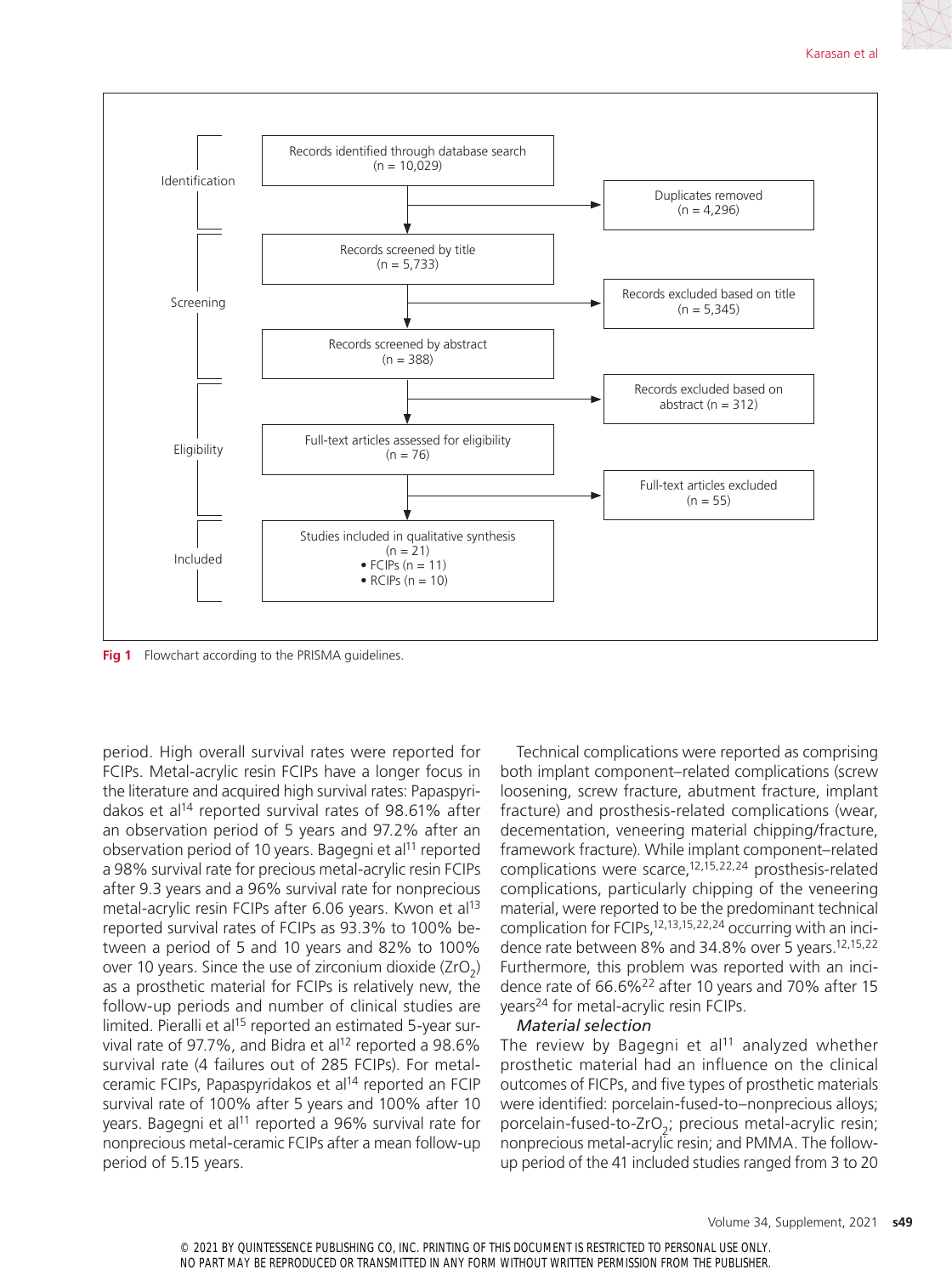Identification

Records identified through database search (n = 10,029)

Duplicates removed (n = 4,296)

Screening

Records screened by title (n = 5,733)

Records excluded based on title (n = 5,345)

Records screened by abstract (n = 388)

Records excluded based on abstract (n = 312)

Eligibility

Full-text articles assessed for eligibility (n = 76)

Full-text articles excluded (n = 55)

Included

Studies included in qualitative synthesis (n = 21)
- FCIPs (n = 11)
- RCIPs (n = 10)

**Fig 1** Flowchart according to the PRISMA guidelines.

period. High overall survival rates were reported for FCIPs. Metal-acrylic resin FCIPs have a longer focus in the literature and acquired high survival rates: Papaspyridakos et al[14] reported survival rates of 98.61% after an observation period of 5 years and 97.2% after an observation period of 10 years. Bagegni et al[11] reported a 98% survival rate for precious metal-acrylic resin FCIPs after 9.3 years and a 96% survival rate for nonprecious metal-acrylic resin FCIPs after 6.06 years. Kwon et al[13] reported survival rates of FCIPs as 93.3% to 100% between a period of 5 and 10 years and 82% to 100% over 10 years. Since the use of zirconium dioxide ($ZrO_2$) as a prosthetic material for FCIPs is relatively new, the follow-up periods and number of clinical studies are limited. Pieralli et al[15] reported an estimated 5-year survival rate of 97.7%, and Bidra et al[12] reported a 98.6% survival rate (4 failures out of 285 FCIPs). For metal-ceramic FCIPs, Papaspyridakos et al[14] reported an FCIP survival rate of 100% after 5 years and 100% after 10 years. Bagegni et al[11] reported a 96% survival rate for nonprecious metal-ceramic FCIPs after a mean follow-up period of 5.15 years.

Technical complications were reported as comprising both implant component–related complications (screw loosening, screw fracture, abutment fracture, implant fracture) and prosthesis-related complications (wear, decementation, veneering material chipping/fracture, framework fracture). While implant component–related complications were scarce,[12,15,22,24] prosthesis-related complications, particularly chipping of the veneering material, were reported to be the predominant technical complication for FCIPs,[12,13,15,22,24] occurring with an incidence rate between 8% and 34.8% over 5 years.[12,15,22] Furthermore, this problem was reported with an incidence rate of 66.6%[22] after 10 years and 70% after 15 years[24] for metal-acrylic resin FCIPs.

*Material selection*

The review by Bagegni et al[11] analyzed whether prosthetic material had an influence on the clinical outcomes of FICPs, and five types of prosthetic materials were identified: porcelain-fused-to–nonprecious alloys; porcelain-fused-to-$ZrO_2$; precious metal-acrylic resin; nonprecious metal-acrylic resin; and PMMA. The follow-up period of the 41 included studies ranged from 3 to 20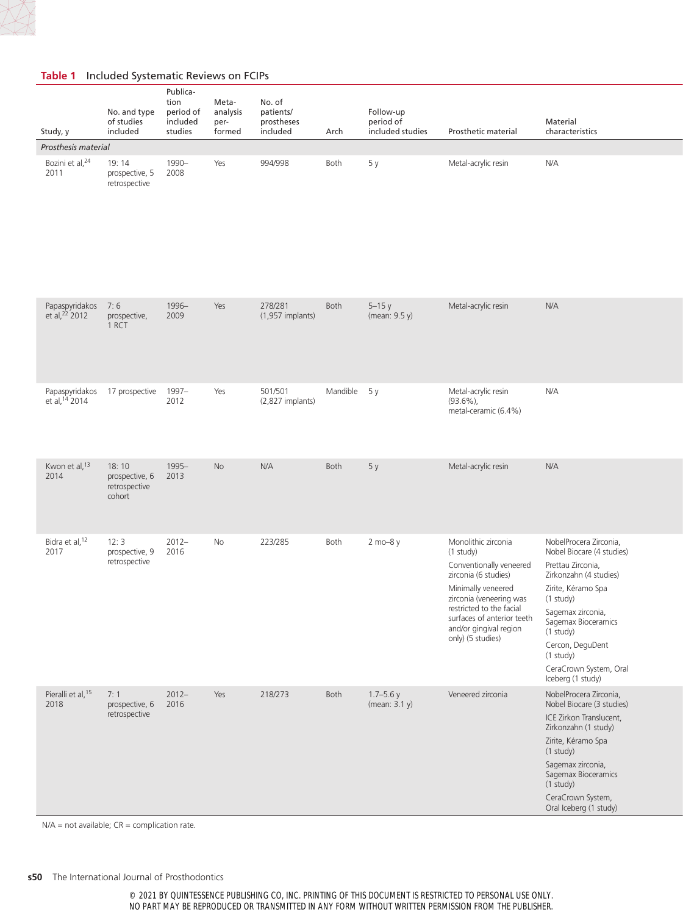**Table 1** Included Systematic Reviews on FCIPs

| Study, y | No. and type of studies included | Publication period of included studies | Meta-analysis performed | No. of patients/ prostheses included | Arch | Follow-up period of included studies | Prosthetic material | Material characteristics |
|---|---|---|---|---|---|---|---|---|
| *Prosthesis material* | | | | | | | | |
| Bozini et al,[24] 2011 | 19: 14 prospective, 5 retrospective | 1990–2008 | Yes | 994/998 | Both | 5 y | Metal-acrylic resin | N/A |
| Papaspyridakos et al,[22] 2012 | 7: 6 prospective, 1 RCT | 1996–2009 | Yes | 278/281 (1,957 implants) | Both | 5–15 y (mean: 9.5 y) | Metal-acrylic resin | N/A |
| Papaspyridakos et al,[14] 2014 | 17 prospective | 1997–2012 | Yes | 501/501 (2,827 implants) | Mandible | 5 y | Metal-acrylic resin (93.6%), metal-ceramic (6.4%) | N/A |
| Kwon et al,[13] 2014 | 18: 10 prospective, 6 retrospective cohort | 1995–2013 | No | N/A | Both | 5 y | Metal-acrylic resin | N/A |
| Bidra et al,[12] 2017 | 12: 3 prospective, 9 retrospective | 2012–2016 | No | 223/285 | Both | 2 mo–8 y | Monolithic zirconia (1 study)<br>Conventionally veneered zirconia (6 studies)<br>Minimally veneered zirconia (veneering was restricted to the facial surfaces of anterior teeth and/or gingival region only) (5 studies) | NobelProcera Zirconia, Nobel Biocare (4 studies)<br>Prettau Zirconia, Zirkonzahn (4 studies)<br>Zirite, Kéramo Spa (1 study)<br>Sagemax zirconia, Sagemax Bioceramics (1 study)<br>Cercon, DeguDent (1 study)<br>CeraCrown System, Oral Iceberg (1 study) |
| Pieralli et al,[15] 2018 | 7: 1 prospective, 6 retrospective | 2012–2016 | Yes | 218/273 | Both | 1.7–5.6 y (mean: 3.1 y) | Veneered zirconia | NobelProcera Zirconia, Nobel Biocare (3 studies)<br>ICE Zirkon Translucent, Zirkonzahn (1 study)<br>Zirite, Kéramo Spa (1 study)<br>Sagemax zirconia, Sagemax Bioceramics (1 study)<br>CeraCrown System, Oral Iceberg (1 study) |

N/A = not available; CR = complication rate.

© 2021 BY QUINTESSENCE PUBLISHING CO, INC. PRINTING OF THIS DOCUMENT IS RESTRICTED TO PERSONAL USE ONLY. NO PART MAY BE REPRODUCED OR TRANSMITTED IN ANY FORM WITHOUT WRITTEN PERMISSION FROM THE PUBLISHER.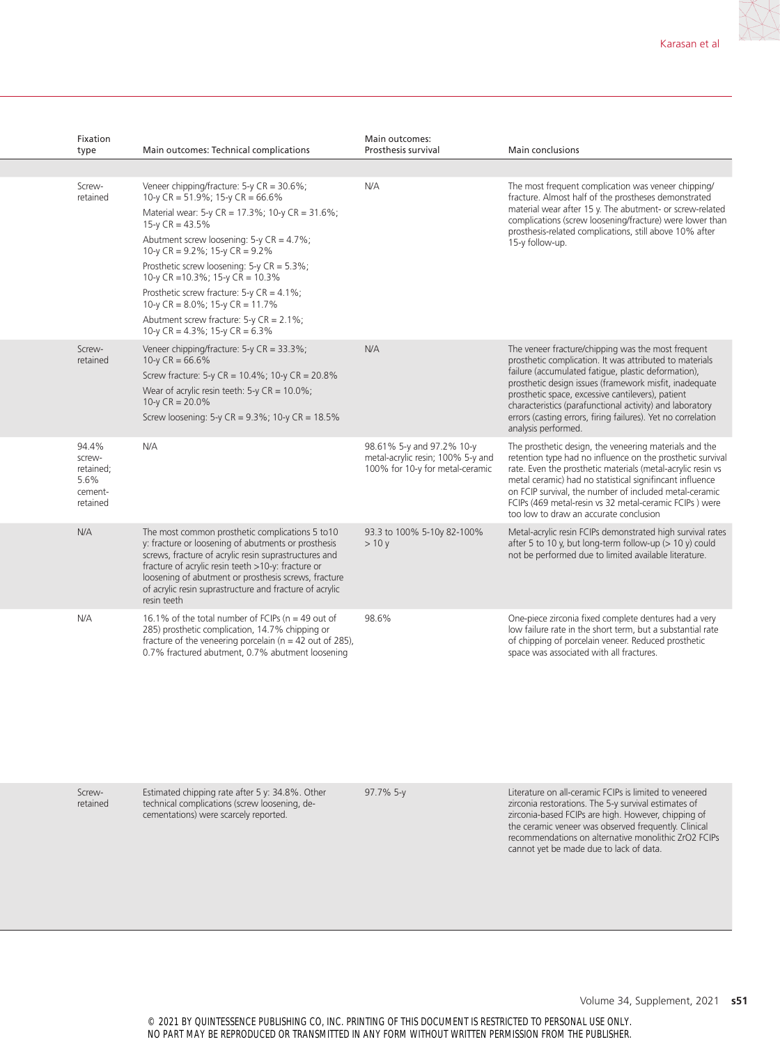| Fixation type | Main outcomes: Technical complications | Main outcomes: Prosthesis survival | Main conclusions |
|---|---|---|---|
| | | | |
| Screw-retained | Veneer chipping/fracture: 5-y CR = 30.6%; 10-y CR = 51.9%; 15-y CR = 66.6%<br>Material wear: 5-y CR = 17.3%; 10-y CR = 31.6%; 15-y CR = 43.5%<br>Abutment screw loosening: 5-y CR = 4.7%; 10-y CR = 9.2%; 15-y CR = 9.2%<br>Prosthetic screw loosening: 5-y CR = 5.3%; 10-y CR =10.3%; 15-y CR = 10.3%<br>Prosthetic screw fracture: 5-y CR = 4.1%; 10-y CR = 8.0%; 15-y CR = 11.7%<br>Abutment screw fracture: 5-y CR = 2.1%; 10-y CR = 4.3%; 15-y CR = 6.3% | N/A | The most frequent complication was veneer chipping/fracture. Almost half of the prostheses demonstrated material wear after 15 y. The abutment- or screw-related complications (screw loosening/fracture) were lower than prosthesis-related complications, still above 10% after 15-y follow-up. |
| Screw-retained | Veneer chipping/fracture: 5-y CR = 33.3%; 10-y CR = 66.6%<br>Screw fracture: 5-y CR = 10.4%; 10-y CR = 20.8%<br>Wear of acrylic resin teeth: 5-y CR = 10.0%; 10-y CR = 20.0%<br>Screw loosening: 5-y CR = 9.3%; 10-y CR = 18.5% | N/A | The veneer fracture/chipping was the most frequent prosthetic complication. It was attributed to materials failure (accumulated fatigue, plastic deformation), prosthetic design issues (framework misfit, inadequate prosthetic space, excessive cantilevers), patient characteristics (parafunctional activity) and laboratory errors (casting errors, firing failures). Yet no correlation analysis performed. |
| 94.4% screw-retained; 5.6% cement-retained | N/A | 98.61% 5-y and 97.2% 10-y metal-acrylic resin; 100% 5-y and 100% for 10-y for metal-ceramic | The prosthetic design, the veneering materials and the retention type had no influence on the prosthetic survival rate. Even the prosthetic materials (metal-acrylic resin vs metal ceramic) had no statistical significant influence on FCIP survival, the number of included metal-ceramic FCIPs (469 metal-resin vs 32 metal-ceramic FCIPs ) were too low to draw an accurate conclusion |
| N/A | The most common prosthetic complications 5 to10 y: fracture or loosening of abutments or prosthesis screws, fracture of acrylic resin suprastructures and fracture of acrylic resin teeth >10-y: fracture or loosening of abutment or prosthesis screws, fracture of acrylic resin suprastructure and fracture of acrylic resin teeth | 93.3 to 100% 5-10y 82-100% > 10 y | Metal-acrylic resin FCIPs demonstrated high survival rates after 5 to 10 y, but long-term follow-up (> 10 y) could not be performed due to limited available literature. |
| N/A | 16.1% of the total number of FCIPs (n = 49 out of 285) prosthetic complication, 14.7% chipping or fracture of the veneering porcelain (n = 42 out of 285), 0.7% fractured abutment, 0.7% abutment loosening | 98.6% | One-piece zirconia fixed complete dentures had a very low failure rate in the short term, but a substantial rate of chipping of porcelain veneer. Reduced prosthetic space was associated with all fractures. |
| Screw-retained | Estimated chipping rate after 5 y: 34.8%. Other technical complications (screw loosening, de-cementations) were scarcely reported. | 97.7% 5-y | Literature on all-ceramic FCIPs is limited to veneered zirconia restorations. The 5-y survival estimates of zirconia-based FCIPs are high. However, chipping of the ceramic veneer was observed frequently. Clinical recommendations on alternative monolithic $ZrO_2$ FCIPs cannot yet be made due to lack of data. |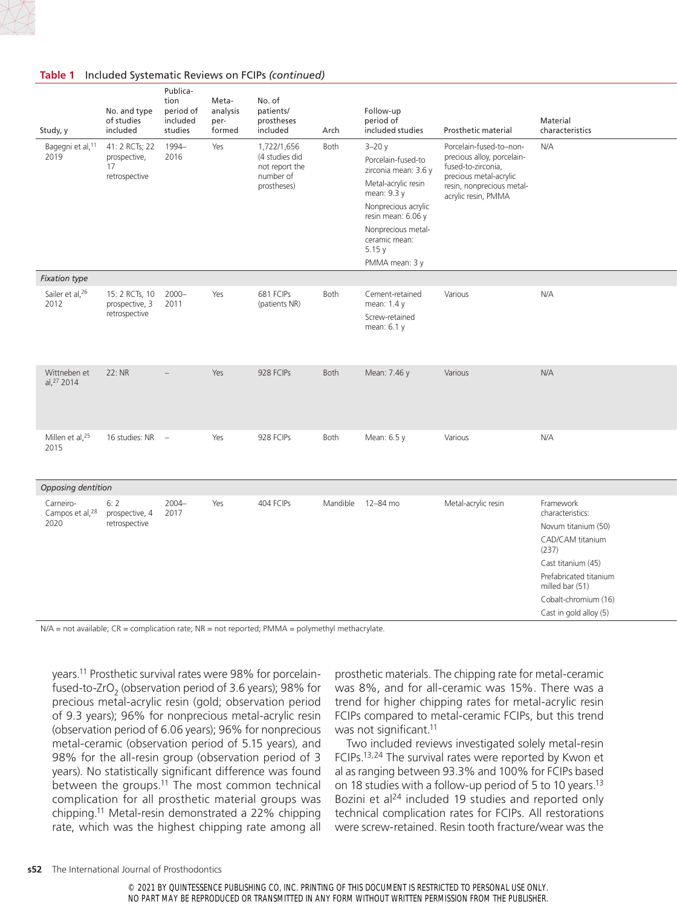**Table 1** Included Systematic Reviews on FCIPs *(continued)*

| Study, y | No. and type of studies included | Publication period of included studies | Meta-analysis performed | No. of patients/ prostheses included | Arch | Follow-up period of included studies | Prosthetic material | Material characteristics |
|---|---|---|---|---|---|---|---|---|
| Bagegni et al,[11] 2019 | 41: 2 RCTs; 22 prospective, 17 retrospective | 1994–2016 | Yes | 1,722/1,656 (4 studies did not report the number of prostheses) | Both | 3–20 y<br>Porcelain-fused-to zirconia mean: 3.6 y<br>Metal-acrylic resin mean: 9.3 y<br>Nonprecious acrylic resin mean: 6.06 y<br>Nonprecious metal-ceramic mean: 5.15 y<br>PMMA mean: 3 y | Porcelain-fused-to–non-precious alloy, porcelain-fused-to-zirconia, precious metal-acrylic resin, nonprecious metal-acrylic resin, PMMA | N/A |
| *Fixation type* | | | | | | | | |
| Sailer et al,[26] 2012 | 15: 2 RCTs, 10 prospective, 3 retrospective | 2000–2011 | Yes | 681 FCIPs (patients NR) | Both | Cement-retained mean: 1.4 y<br>Screw-retained mean: 6.1 y | Various | N/A |
| Wittneben et al,[27] 2014 | 22: NR | – | Yes | 928 FCIPs | Both | Mean: 7.46 y | Various | N/A |
| Millen et al,[25] 2015 | 16 studies: NR | – | Yes | 928 FCIPs | Both | Mean: 6.5 y | Various | N/A |
| *Opposing dentition* | | | | | | | | |
| Carneiro-Campos et al,[28] 2020 | 6: 2 prospective, 4 retrospective | 2004–2017 | Yes | 404 FCIPs | Mandible | 12–84 mo | Metal-acrylic resin | Framework characteristics:<br>Novum titanium (50)<br>CAD/CAM titanium (237)<br>Cast titanium (45)<br>Prefabricated titanium milled bar (51)<br>Cobalt-chromium (16)<br>Cast in gold alloy (5) |

N/A = not available; CR = complication rate; NR = not reported; PMMA = polymethyl methacrylate.

years.[11] Prosthetic survival rates were 98% for porcelain-fused-to-$ZrO_2$ (observation period of 3.6 years); 98% for precious metal-acrylic resin (gold; observation period of 9.3 years); 96% for nonprecious metal-acrylic resin (observation period of 6.06 years); 96% for nonprecious metal-ceramic (observation period of 5.15 years), and 98% for the all-resin group (observation period of 3 years). No statistically significant difference was found between the groups.[11] The most common technical complication for all prosthetic material groups was chipping.[11] Metal-resin demonstrated a 22% chipping rate, which was the highest chipping rate among all prosthetic materials. The chipping rate for metal-ceramic was 8%, and for all-ceramic was 15%. There was a trend for higher chipping rates for metal-acrylic resin FCIPs compared to metal-ceramic FCIPs, but this trend was not significant.[11]

Two included reviews investigated solely metal-resin FCIPs.[13,24] The survival rates were reported by Kwon et al as ranging between 93.3% and 100% for FCIPs based on 18 studies with a follow-up period of 5 to 10 years.[13] Bozini et al[24] included 19 studies and reported only technical complication rates for FCIPs. All restorations were screw-retained. Resin tooth fracture/wear was the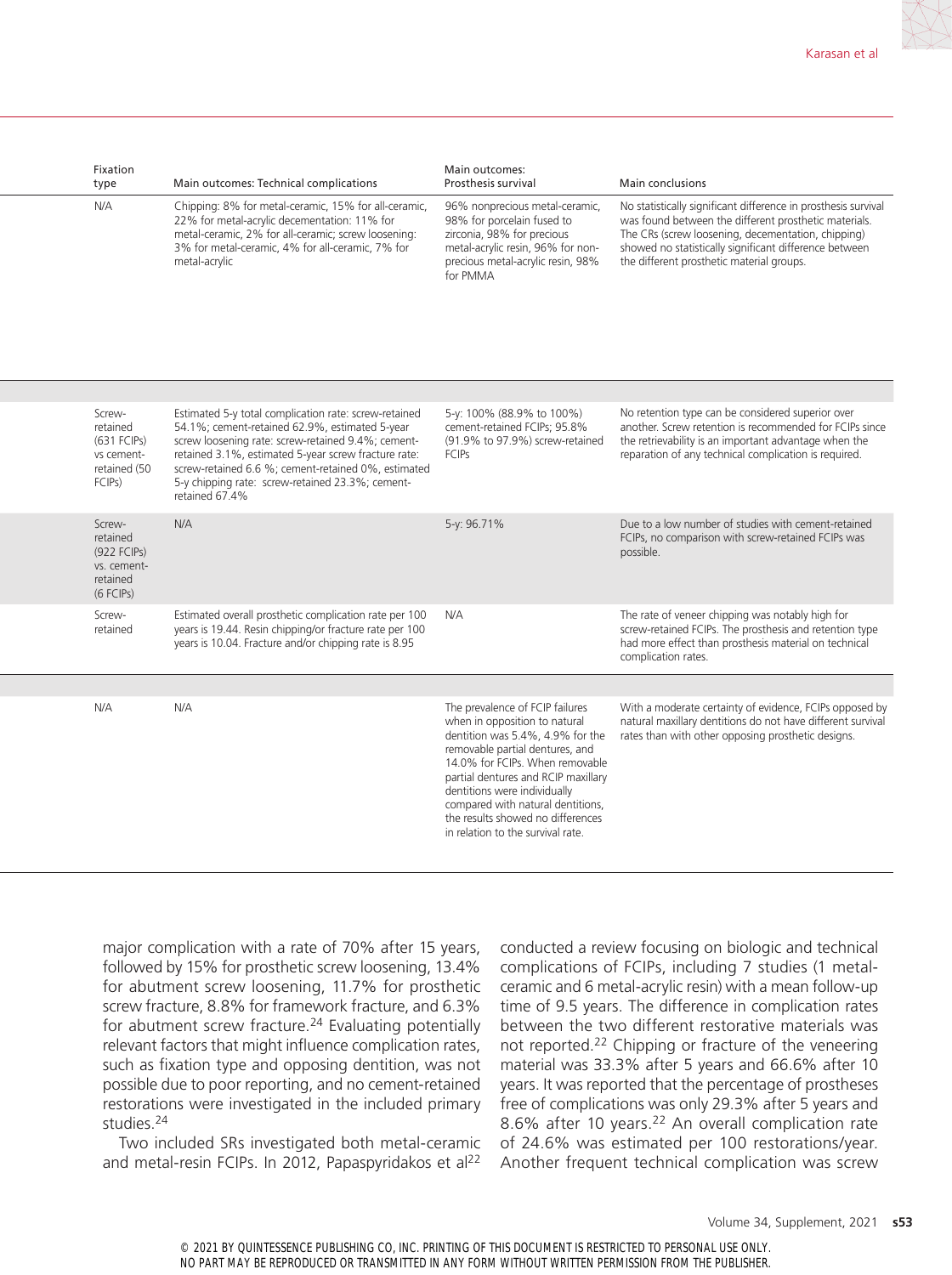| Fixation type | Main outcomes: Technical complications | Main outcomes: Prosthesis survival | Main conclusions |
|---|---|---|---|
| N/A | Chipping: 8% for metal-ceramic, 15% for all-ceramic, 22% for metal-acrylic decementation: 11% for metal-ceramic, 2% for all-ceramic; screw loosening: 3% for metal-ceramic, 4% for all-ceramic, 7% for metal-acrylic | 96% nonprecious metal-ceramic, 98% for porcelain fused to zirconia, 98% for precious metal-acrylic resin, 96% for non-precious metal-acrylic resin, 98% for PMMA | No statistically significant difference in prosthesis survival was found between the different prosthetic materials. The CRs (screw loosening, decementation, chipping) showed no statistically significant difference between the different prosthetic material groups. |
| | | | |
| Screw-retained (631 FCIPs) vs cement-retained (50 FCIPs) | Estimated 5-y total complication rate: screw-retained 54.1%; cement-retained 62.9%, estimated 5-year screw loosening rate: screw-retained 9.4%; cement-retained 3.1%, estimated 5-year screw fracture rate: screw-retained 6.6 %; cement-retained 0%, estimated 5-y chipping rate: screw-retained 23.3%; cement-retained 67.4% | 5-y: 100% (88.9% to 100%) cement-retained FCIPs; 95.8% (91.9% to 97.9%) screw-retained FCIPs | No retention type can be considered superior over another. Screw retention is recommended for FCIPs since the retrievability is an important advantage when the reparation of any technical complication is required. |
| Screw-retained (922 FCIPs) vs. cement-retained (6 FCIPs) | N/A | 5-y: 96.71% | Due to a low number of studies with cement-retained FCIPs, no comparison with screw-retained FCIPs was possible. |
| Screw-retained | Estimated overall prosthetic complication rate per 100 years is 19.44. Resin chipping/or fracture rate per 100 years is 10.04. Fracture and/or chipping rate is 8.95 | N/A | The rate of veneer chipping was notably high for screw-retained FCIPs. The prosthesis and retention type had more effect than prosthesis material on technical complication rates. |
| | | | |
| N/A | N/A | The prevalence of FCIP failures when in opposition to natural dentition was 5.4%, 4.9% for the removable partial dentures, and 14.0% for FCIPs. When removable partial dentures and RCIP maxillary dentitions were individually compared with natural dentitions, the results showed no differences in relation to the survival rate. | With a moderate certainty of evidence, FCIPs opposed by natural maxillary dentitions do not have different survival rates than with other opposing prosthetic designs. |

major complication with a rate of 70% after 15 years, followed by 15% for prosthetic screw loosening, 13.4% for abutment screw loosening, 11.7% for prosthetic screw fracture, 8.8% for framework fracture, and 6.3% for abutment screw fracture.[24] Evaluating potentially relevant factors that might influence complication rates, such as fixation type and opposing dentition, was not possible due to poor reporting, and no cement-retained restorations were investigated in the included primary studies.[24]

Two included SRs investigated both metal-ceramic and metal-resin FCIPs. In 2012, Papaspyridakos et al[22] conducted a review focusing on biologic and technical complications of FCIPs, including 7 studies (1 metal-ceramic and 6 metal-acrylic resin) with a mean follow-up time of 9.5 years. The difference in complication rates between the two different restorative materials was not reported.[22] Chipping or fracture of the veneering material was 33.3% after 5 years and 66.6% after 10 years. It was reported that the percentage of prostheses free of complications was only 29.3% after 5 years and 8.6% after 10 years.[22] An overall complication rate of 24.6% was estimated per 100 restorations/year. Another frequent technical complication was screw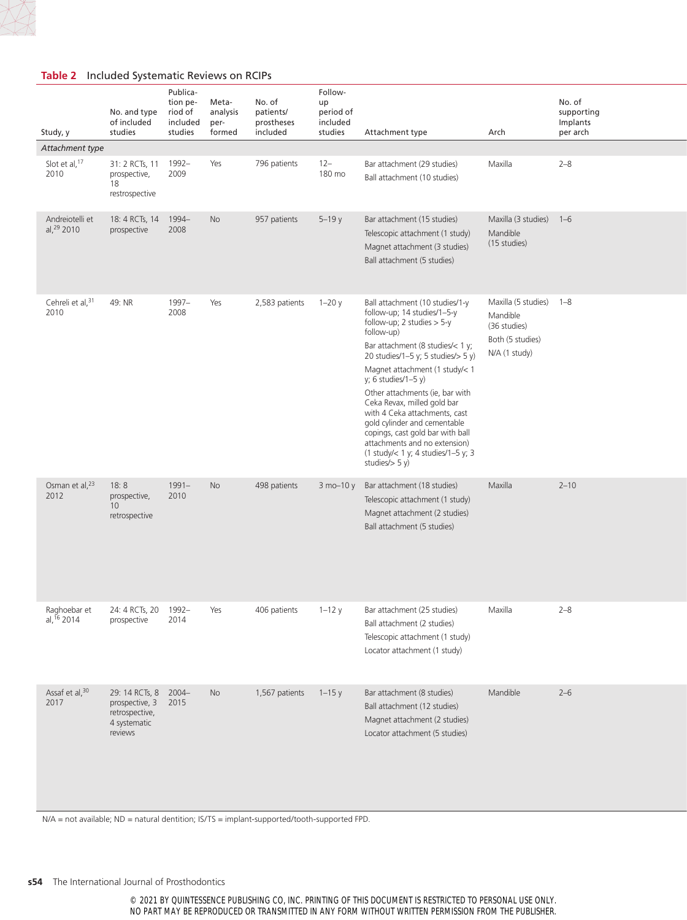**Table 2** Included Systematic Reviews on RCIPs

| Study, y | No. and type of included studies | Publication period of included studies | Meta-analysis performed | No. of patients/ prostheses included | Follow-up period of included studies | Attachment type | Arch | No. of supporting Implants per arch |
|---|---|---|---|---|---|---|---|---|
| *Attachment type* | | | | | | | | |
| Slot et al,[17] 2010 | 31: 2 RCTs, 11 prospective, 18 restrospective | 1992–2009 | Yes | 796 patients | 12–180 mo | Bar attachment (29 studies)<br>Ball attachment (10 studies) | Maxilla | 2–8 |
| Andreiotelli et al,[29] 2010 | 18: 4 RCTs, 14 prospective | 1994–2008 | No | 957 patients | 5–19 y | Bar attachment (15 studies)<br>Telescopic attachment (1 study)<br>Magnet attachment (3 studies)<br>Ball attachment (5 studies) | Maxilla (3 studies)<br>Mandible (15 studies) | 1–6 |
| Cehreli et al,[31] 2010 | 49: NR | 1997–2008 | Yes | 2,583 patients | 1–20 y | Ball attachment (10 studies/1-y follow-up; 14 studies/1–5-y follow-up; 2 studies > 5-y follow-up)<br>Bar attachment (8 studies/< 1 y; 20 studies/1–5 y; 5 studies/> 5 y)<br>Magnet attachment (1 study/< 1 y; 6 studies/1–5 y)<br>Other attachments (ie, bar with Ceka Revax, milled gold bar with 4 Ceka attachments, cast gold cylinder and cementable copings, cast gold bar with ball attachments and no extension) (1 study/< 1 y; 4 studies/1–5 y; 3 studies/> 5 y) | Maxilla (5 studies)<br>Mandible (36 studies)<br>Both (5 studies)<br>N/A (1 study) | 1–8 |
| Osman et al,[23] 2012 | 18: 8 prospective, 10 retrospective | 1991–2010 | No | 498 patients | 3 mo–10 y | Bar attachment (18 studies)<br>Telescopic attachment (1 study)<br>Magnet attachment (2 studies)<br>Ball attachment (5 studies) | Maxilla | 2–10 |
| Raghoebar et al,[16] 2014 | 24: 4 RCTs, 20 prospective | 1992–2014 | Yes | 406 patients | 1–12 y | Bar attachment (25 studies)<br>Ball attachment (2 studies)<br>Telescopic attachment (1 study)<br>Locator attachment (1 study) | Maxilla | 2–8 |
| Assaf et al,[30] 2017 | 29: 14 RCTs, 8 prospective, 3 retrospective, 4 systematic reviews | 2004–2015 | No | 1,567 patients | 1–15 y | Bar attachment (8 studies)<br>Ball attachment (12 studies)<br>Magnet attachment (2 studies)<br>Locator attachment (5 studies) | Mandible | 2–6 |

N/A = not available; ND = natural dentition; IS/TS = implant-supported/tooth-supported FPD.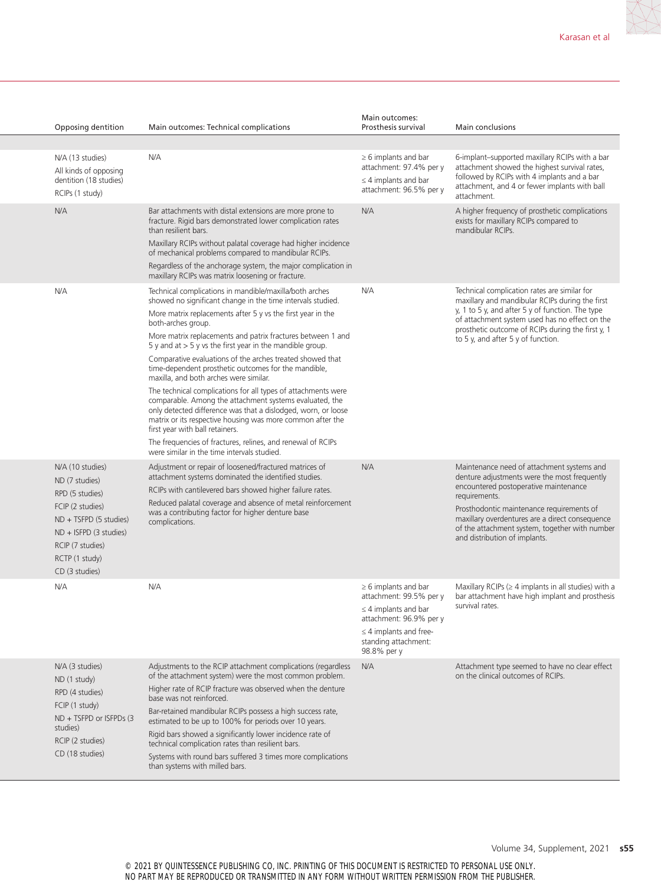| Opposing dentition | Main outcomes: Technical complications | Main outcomes: Prosthesis survival | Main conclusions |
|---|---|---|---|
| | | | |
| N/A (13 studies)<br>All kinds of opposing dentition (18 studies)<br>RCIPs (1 study) | N/A | ≥ 6 implants and bar attachment: 97.4% per y<br>≤ 4 implants and bar attachment: 96.5% per y | 6-implant–supported maxillary RCIPs with a bar attachment showed the highest survival rates, followed by RCIPs with 4 implants and a bar attachment, and 4 or fewer implants with ball attachment. |
| N/A | Bar attachments with distal extensions are more prone to fracture. Rigid bars demonstrated lower complication rates than resilient bars.<br>Maxillary RCIPs without palatal coverage had higher incidence of mechanical problems compared to mandibular RCIPs.<br>Regardless of the anchorage system, the major complication in maxillary RCIPs was matrix loosening or fracture. | N/A | A higher frequency of prosthetic complications exists for maxillary RCIPs compared to mandibular RCIPs. |
| N/A | Technical complications in mandible/maxilla/both arches showed no significant change in the time intervals studied.<br>More matrix replacements after 5 y vs the first year in the both-arches group.<br>More matrix replacements and patrix fractures between 1 and 5 y and at > 5 y vs the first year in the mandible group.<br>Comparative evaluations of the arches treated showed that time-dependent prosthetic outcomes for the mandible, maxilla, and both arches were similar.<br>The technical complications for all types of attachments were comparable. Among the attachment systems evaluated, the only detected difference was that a dislodged, worn, or loose matrix or its respective housing was more common after the first year with ball retainers.<br>The frequencies of fractures, relines, and renewal of RCIPs were similar in the time intervals studied. | N/A | Technical complication rates are similar for maxillary and mandibular RCIPs during the first y, 1 to 5 y, and after 5 y of function. The type of attachment system used has no effect on the prosthetic outcome of RCIPs during the first y, 1 to 5 y, and after 5 y of function. |
| N/A (10 studies)<br>ND (7 studies)<br>RPD (5 studies)<br>FCIP (2 studies)<br>ND + TSFPD (5 studies)<br>ND + ISFPD (3 studies)<br>RCIP (7 studies)<br>RCTP (1 study)<br>CD (3 studies) | Adjustment or repair of loosened/fractured matrices of attachment systems dominated the identified studies.<br>RCIPs with cantilevered bars showed higher failure rates.<br>Reduced palatal coverage and absence of metal reinforcement was a contributing factor for higher denture base complications. | N/A | Maintenance need of attachment systems and denture adjustments were the most frequently encountered postoperative maintenance requirements.<br>Prosthodontic maintenance requirements of maxillary overdentures are a direct consequence of the attachment system, together with number and distribution of implants. |
| N/A | N/A | ≥ 6 implants and bar attachment: 99.5% per y<br>≤ 4 implants and bar attachment: 96.9% per y<br>≤ 4 implants and free-standing attachment: 98.8% per y | Maxillary RCIPs (≥ 4 implants in all studies) with a bar attachment have high implant and prosthesis survival rates. |
| N/A (3 studies)<br>ND (1 study)<br>RPD (4 studies)<br>FCIP (1 study)<br>ND + TSFPD or ISFPDs (3 studies)<br>RCIP (2 studies)<br>CD (18 studies) | Adjustments to the RCIP attachment complications (regardless of the attachment system) were the most common problem.<br>Higher rate of RCIP fracture was observed when the denture base was not reinforced.<br>Bar-retained mandibular RCIPs possess a high success rate, estimated to be up to 100% for periods over 10 years.<br>Rigid bars showed a significantly lower incidence rate of technical complication rates than resilient bars.<br>Systems with round bars suffered 3 times more complications than systems with milled bars. | N/A | Attachment type seemed to have no clear effect on the clinical outcomes of RCIPs. |

© 2021 BY QUINTESSENCE PUBLISHING CO, INC. PRINTING OF THIS DOCUMENT IS RESTRICTED TO PERSONAL USE ONLY. NO PART MAY BE REPRODUCED OR TRANSMITTED IN ANY FORM WITHOUT WRITTEN PERMISSION FROM THE PUBLISHER.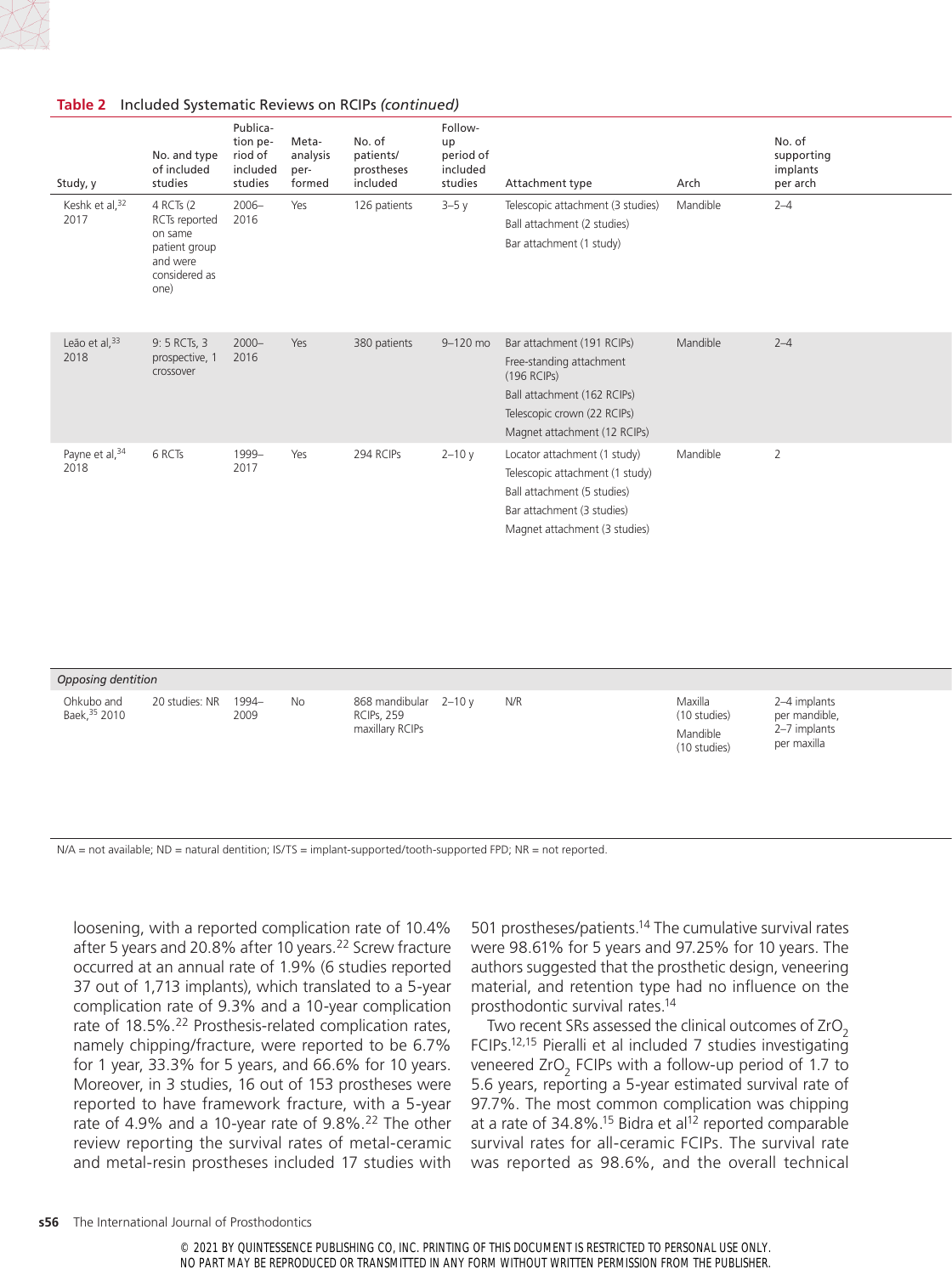**Table 2** Included Systematic Reviews on RCIPs *(continued)*

| Study, y | No. and type of included studies | Publication period of included studies | Meta-analysis performed | No. of patients/ prostheses included | Follow-up period of included studies | Attachment type | Arch | No. of supporting implants per arch |
|---|---|---|---|---|---|---|---|---|
| Keshk et al,[32] 2017 | 4 RCTs (2 RCTs reported on same patient group and were considered as one) | 2006–2016 | Yes | 126 patients | 3–5 y | Telescopic attachment (3 studies)<br>Ball attachment (2 studies)<br>Bar attachment (1 study) | Mandible | 2–4 |
| Leão et al,[33] 2018 | 9: 5 RCTs, 3 prospective, 1 crossover | 2000–2016 | Yes | 380 patients | 9–120 mo | Bar attachment (191 RCIPs)<br>Free-standing attachment (196 RCIPs)<br>Ball attachment (162 RCIPs)<br>Telescopic crown (22 RCIPs)<br>Magnet attachment (12 RCIPs) | Mandible | 2–4 |
| Payne et al,[34] 2018 | 6 RCTs | 1999–2017 | Yes | 294 RCIPs | 2–10 y | Locator attachment (1 study)<br>Telescopic attachment (1 study)<br>Ball attachment (5 studies)<br>Bar attachment (3 studies)<br>Magnet attachment (3 studies) | Mandible | 2 |
| *Opposing dentition* | | | | | | | | |
| Ohkubo and Baek,[35] 2010 | 20 studies: NR | 1994–2009 | No | 868 mandibular RCIPs, 259 maxillary RCIPs | 2–10 y | N/R | Maxilla (10 studies)<br>Mandible (10 studies) | 2–4 implants per mandible, 2–7 implants per maxilla |

N/A = not available; ND = natural dentition; IS/TS = implant-supported/tooth-supported FPD; NR = not reported.

loosening, with a reported complication rate of 10.4% after 5 years and 20.8% after 10 years.[22] Screw fracture occurred at an annual rate of 1.9% (6 studies reported 37 out of 1,713 implants), which translated to a 5-year complication rate of 9.3% and a 10-year complication rate of 18.5%.[22] Prosthesis-related complication rates, namely chipping/fracture, were reported to be 6.7% for 1 year, 33.3% for 5 years, and 66.6% for 10 years. Moreover, in 3 studies, 16 out of 153 prostheses were reported to have framework fracture, with a 5-year rate of 4.9% and a 10-year rate of 9.8%.[22] The other review reporting the survival rates of metal-ceramic and metal-resin prostheses included 17 studies with 501 prostheses/patients.[14] The cumulative survival rates were 98.61% for 5 years and 97.25% for 10 years. The authors suggested that the prosthetic design, veneering material, and retention type had no influence on the prosthodontic survival rates.[14]

Two recent SRs assessed the clinical outcomes of $ZrO_2$ FCIPs.[12,15] Pieralli et al included 7 studies investigating veneered $ZrO_2$ FCIPs with a follow-up period of 1.7 to 5.6 years, reporting a 5-year estimated survival rate of 97.7%. The most common complication was chipping at a rate of 34.8%.[15] Bidra et al[12] reported comparable survival rates for all-ceramic FCIPs. The survival rate was reported as 98.6%, and the overall technical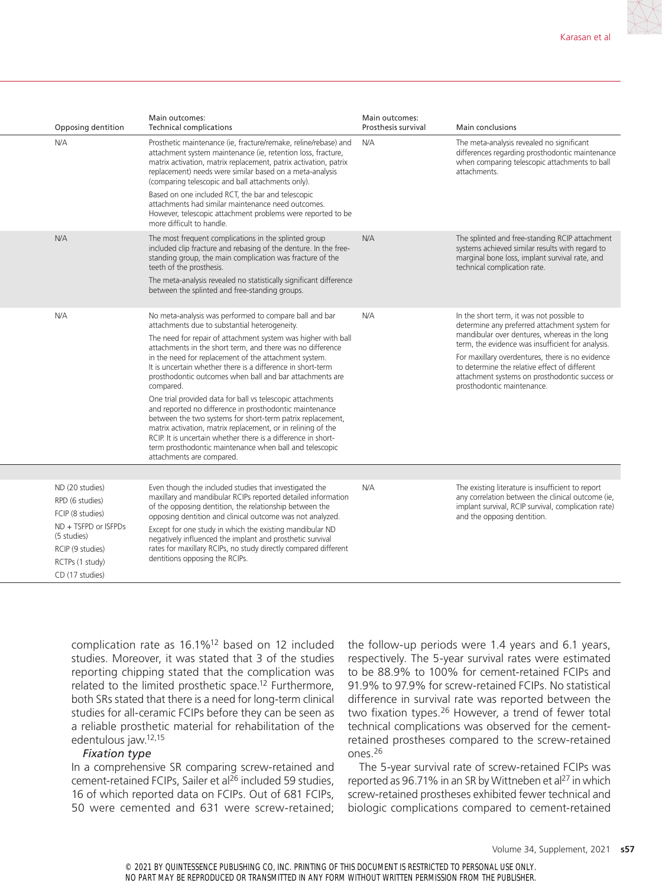| Opposing dentition | Main outcomes: Technical complications | Main outcomes: Prosthesis survival | Main conclusions |
|---|---|---|---|
| N/A | Prosthetic maintenance (ie, fracture/remake, reline/rebase) and attachment system maintenance (ie, retention loss, fracture, matrix activation, matrix replacement, patrix activation, patrix replacement) needs were similar based on a meta-analysis (comparing telescopic and ball attachments only). Based on one included RCT, the bar and telescopic attachments had similar maintenance need outcomes. However, telescopic attachment problems were reported to be more difficult to handle. | N/A | The meta-analysis revealed no significant differences regarding prosthodontic maintenance when comparing telescopic attachments to ball attachments. |
| N/A | The most frequent complications in the splinted group included clip fracture and rebasing of the denture. In the free-standing group, the main complication was fracture of the teeth of the prosthesis. The meta-analysis revealed no statistically significant difference between the splinted and free-standing groups. | N/A | The splinted and free-standing RCIP attachment systems achieved similar results with regard to marginal bone loss, implant survival rate, and technical complication rate. |
| N/A | No meta-analysis was performed to compare ball and bar attachments due to substantial heterogeneity. The need for repair of attachment system was higher with ball attachments in the short term, and there was no difference in the need for replacement of the attachment system. It is uncertain whether there is a difference in short-term prosthodontic outcomes when ball and bar attachments are compared. One trial provided data for ball vs telescopic attachments and reported no difference in prosthodontic maintenance between the two systems for short-term patrix replacement, matrix activation, matrix replacement, or in relining of the RCIP. It is uncertain whether there is a difference in short-term prosthodontic maintenance when ball and telescopic attachments are compared. | N/A | In the short term, it was not possible to determine any preferred attachment system for mandibular over dentures, whereas in the long term, the evidence was insufficient for analysis. For maxillary overdentures, there is no evidence to determine the relative effect of different attachment systems on prosthodontic success or prosthodontic maintenance. |
| | | | |
| ND (20 studies)<br>RPD (6 studies)<br>FCIP (8 studies)<br>ND + TSFPD or ISFPDs (5 studies)<br>RCIP (9 studies)<br>RCTPs (1 study)<br>CD (17 studies) | Even though the included studies that investigated the maxillary and mandibular RCIPs reported detailed information of the opposing dentition, the relationship between the opposing dentition and clinical outcome was not analyzed. Except for one study in which the existing mandibular ND negatively influenced the implant and prosthetic survival rates for maxillary RCIPs, no study directly compared different dentitions opposing the RCIPs. | N/A | The existing literature is insufficient to report any correlation between the clinical outcome (ie, implant survival, RCIP survival, complication rate) and the opposing dentition. |

complication rate as 16.1%[12] based on 12 included studies. Moreover, it was stated that 3 of the studies reporting chipping stated that the complication was related to the limited prosthetic space.[12] Furthermore, both SRs stated that there is a need for long-term clinical studies for all-ceramic FCIPs before they can be seen as a reliable prosthetic material for rehabilitation of the edentulous jaw.[12,15]

*Fixation type*

In a comprehensive SR comparing screw-retained and cement-retained FCIPs, Sailer et al[26] included 59 studies, 16 of which reported data on FCIPs. Out of 681 FCIPs, 50 were cemented and 631 were screw-retained; the follow-up periods were 1.4 years and 6.1 years, respectively. The 5-year survival rates were estimated to be 88.9% to 100% for cement-retained FCIPs and 91.9% to 97.9% for screw-retained FCIPs. No statistical difference in survival rate was reported between the two fixation types.[26] However, a trend of fewer total technical complications was observed for the cement-retained prostheses compared to the screw-retained ones.[26]

The 5-year survival rate of screw-retained FCIPs was reported as 96.71% in an SR by Wittneben et al[27] in which screw-retained prostheses exhibited fewer technical and biologic complications compared to cement-retained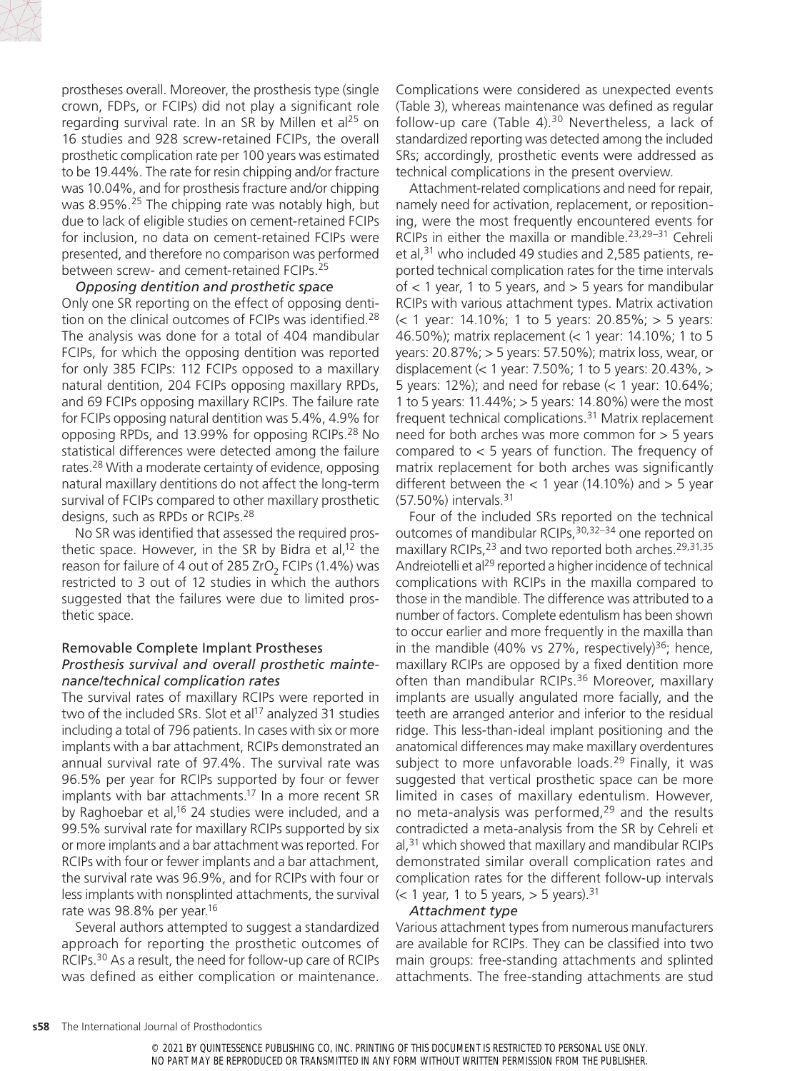prostheses overall. Moreover, the prosthesis type (single crown, FDPs, or FCIPs) did not play a significant role regarding survival rate. In an SR by Millen et al[25] on 16 studies and 928 screw-retained FCIPs, the overall prosthetic complication rate per 100 years was estimated to be 19.44%. The rate for resin chipping and/or fracture was 10.04%, and for prosthesis fracture and/or chipping was 8.95%.[25] The chipping rate was notably high, but due to lack of eligible studies on cement-retained FCIPs for inclusion, no data on cement-retained FCIPs were presented, and therefore no comparison was performed between screw- and cement-retained FCIPs.[25]

*Opposing dentition and prosthetic space*

Only one SR reporting on the effect of opposing dentition on the clinical outcomes of FCIPs was identified.[28] The analysis was done for a total of 404 mandibular FCIPs, for which the opposing dentition was reported for only 385 FCIPs: 112 FCIPs opposed to a maxillary natural dentition, 204 FCIPs opposing maxillary RPDs, and 69 FCIPs opposing maxillary RCIPs. The failure rate for FCIPs opposing natural dentition was 5.4%, 4.9% for opposing RPDs, and 13.99% for opposing RCIPs.[28] No statistical differences were detected among the failure rates.[28] With a moderate certainty of evidence, opposing natural maxillary dentitions do not affect the long-term survival of FCIPs compared to other maxillary prosthetic designs, such as RPDs or RCIPs.[28]

No SR was identified that assessed the required prosthetic space. However, in the SR by Bidra et al,[12] the reason for failure of 4 out of 285 $ZrO_2$ FCIPs (1.4%) was restricted to 3 out of 12 studies in which the authors suggested that the failures were due to limited prosthetic space.

### Removable Complete Implant Prostheses

*Prosthesis survival and overall prosthetic maintenance/technical complication rates*

The survival rates of maxillary RCIPs were reported in two of the included SRs. Slot et al[17] analyzed 31 studies including a total of 796 patients. In cases with six or more implants with a bar attachment, RCIPs demonstrated an annual survival rate of 97.4%. The survival rate was 96.5% per year for RCIPs supported by four or fewer implants with bar attachments.[17] In a more recent SR by Raghoebar et al,[16] 24 studies were included, and a 99.5% survival rate for maxillary RCIPs supported by six or more implants and a bar attachment was reported. For RCIPs with four or fewer implants and a bar attachment, the survival rate was 96.9%, and for RCIPs with four or less implants with nonsplinted attachments, the survival rate was 98.8% per year.[16]

Several authors attempted to suggest a standardized approach for reporting the prosthetic outcomes of RCIPs.[30] As a result, the need for follow-up care of RCIPs was defined as either complication or maintenance. Complications were considered as unexpected events (Table 3), whereas maintenance was defined as regular follow-up care (Table 4).[30] Nevertheless, a lack of standardized reporting was detected among the included SRs; accordingly, prosthetic events were addressed as technical complications in the present overview.

Attachment-related complications and need for repair, namely need for activation, replacement, or repositioning, were the most frequently encountered events for RCIPs in either the maxilla or mandible.[23,29–31] Cehreli et al,[31] who included 49 studies and 2,585 patients, reported technical complication rates for the time intervals of < 1 year, 1 to 5 years, and > 5 years for mandibular RCIPs with various attachment types. Matrix activation (< 1 year: 14.10%; 1 to 5 years: 20.85%; > 5 years: 46.50%); matrix replacement (< 1 year: 14.10%; 1 to 5 years: 20.87%; > 5 years: 57.50%); matrix loss, wear, or displacement (< 1 year: 7.50%; 1 to 5 years: 20.43%, > 5 years: 12%); and need for rebase (< 1 year: 10.64%; 1 to 5 years: 11.44%; > 5 years: 14.80%) were the most frequent technical complications.[31] Matrix replacement need for both arches was more common for > 5 years compared to < 5 years of function. The frequency of matrix replacement for both arches was significantly different between the < 1 year (14.10%) and > 5 year (57.50%) intervals.[31]

Four of the included SRs reported on the technical outcomes of mandibular RCIPs,[30,32–34] one reported on maxillary RCIPs,[23] and two reported both arches.[29,31,35] Andreiotelli et al[29] reported a higher incidence of technical complications with RCIPs in the maxilla compared to those in the mandible. The difference was attributed to a number of factors. Complete edentulism has been shown to occur earlier and more frequently in the maxilla than in the mandible (40% vs 27%, respectively)[36]; hence, maxillary RCIPs are opposed by a fixed dentition more often than mandibular RCIPs.[36] Moreover, maxillary implants are usually angulated more facially, and the teeth are arranged anterior and inferior to the residual ridge. This less-than-ideal implant positioning and the anatomical differences may make maxillary overdentures subject to more unfavorable loads.[29] Finally, it was suggested that vertical prosthetic space can be more limited in cases of maxillary edentulism. However, no meta-analysis was performed,[29] and the results contradicted a meta-analysis from the SR by Cehreli et al,[31] which showed that maxillary and mandibular RCIPs demonstrated similar overall complication rates and complication rates for the different follow-up intervals (< 1 year, 1 to 5 years, > 5 years).[31]

*Attachment type*

Various attachment types from numerous manufacturers are available for RCIPs. They can be classified into two main groups: free-standing attachments and splinted attachments. The free-standing attachments are stud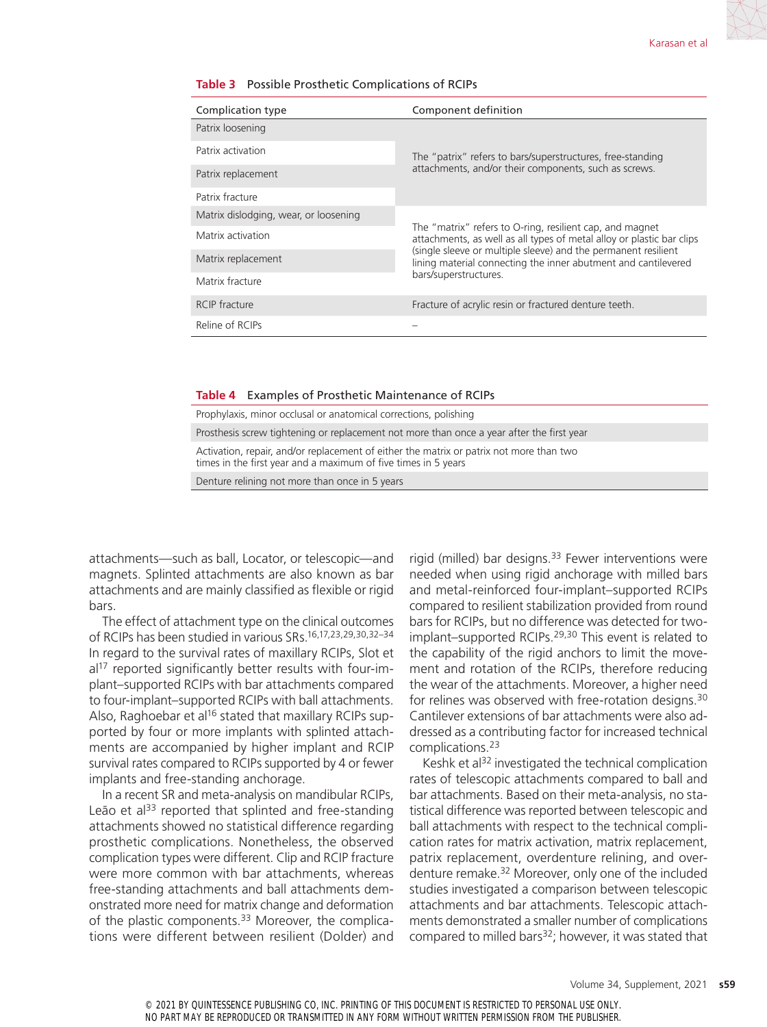**Table 3** Possible Prosthetic Complications of RCIPs

| Complication type | Component definition |
|---|---|
| Patrix loosening | The "patrix" refers to bars/superstructures, free-standing attachments, and/or their components, such as screws. |
| Patrix activation | |
| Patrix replacement | |
| Patrix fracture | |
| Matrix dislodging, wear, or loosening | The "matrix" refers to O-ring, resilient cap, and magnet attachments, as well as all types of metal alloy or plastic bar clips (single sleeve or multiple sleeve) and the permanent resilient lining material connecting the inner abutment and cantilevered bars/superstructures. |
| Matrix activation | |
| Matrix replacement | |
| Matrix fracture | |
| RCIP fracture | Fracture of acrylic resin or fractured denture teeth. |
| Reline of RCIPs | – |

**Table 4** Examples of Prosthetic Maintenance of RCIPs

| |
|---|
| Prophylaxis, minor occlusal or anatomical corrections, polishing |
| Prosthesis screw tightening or replacement not more than once a year after the first year |
| Activation, repair, and/or replacement of either the matrix or patrix not more than two times in the first year and a maximum of five times in 5 years |
| Denture relining not more than once in 5 years |

attachments—such as ball, Locator, or telescopic—and magnets. Splinted attachments are also known as bar attachments and are mainly classified as flexible or rigid bars.

The effect of attachment type on the clinical outcomes of RCIPs has been studied in various SRs.[16,17,23,29,30,32–34] In regard to the survival rates of maxillary RCIPs, Slot et al[17] reported significantly better results with four-implant–supported RCIPs with bar attachments compared to four-implant–supported RCIPs with ball attachments. Also, Raghoebar et al[16] stated that maxillary RCIPs supported by four or more implants with splinted attachments are accompanied by higher implant and RCIP survival rates compared to RCIPs supported by 4 or fewer implants and free-standing anchorage.

In a recent SR and meta-analysis on mandibular RCIPs, Leão et al[33] reported that splinted and free-standing attachments showed no statistical difference regarding prosthetic complications. Nonetheless, the observed complication types were different. Clip and RCIP fracture were more common with bar attachments, whereas free-standing attachments and ball attachments demonstrated more need for matrix change and deformation of the plastic components.[33] Moreover, the complications were different between resilient (Dolder) and rigid (milled) bar designs.[33] Fewer interventions were needed when using rigid anchorage with milled bars and metal-reinforced four-implant–supported RCIPs compared to resilient stabilization provided from round bars for RCIPs, but no difference was detected for two-implant–supported RCIPs.[29,30] This event is related to the capability of the rigid anchors to limit the movement and rotation of the RCIPs, therefore reducing the wear of the attachments. Moreover, a higher need for relines was observed with free-rotation designs.[30] Cantilever extensions of bar attachments were also addressed as a contributing factor for increased technical complications.[23]

Keshk et al[32] investigated the technical complication rates of telescopic attachments compared to ball and bar attachments. Based on their meta-analysis, no statistical difference was reported between telescopic and ball attachments with respect to the technical complication rates for matrix activation, matrix replacement, patrix replacement, overdenture relining, and overdenture remake.[32] Moreover, only one of the included studies investigated a comparison between telescopic attachments and bar attachments. Telescopic attachments demonstrated a smaller number of complications compared to milled bars[32]; however, it was stated that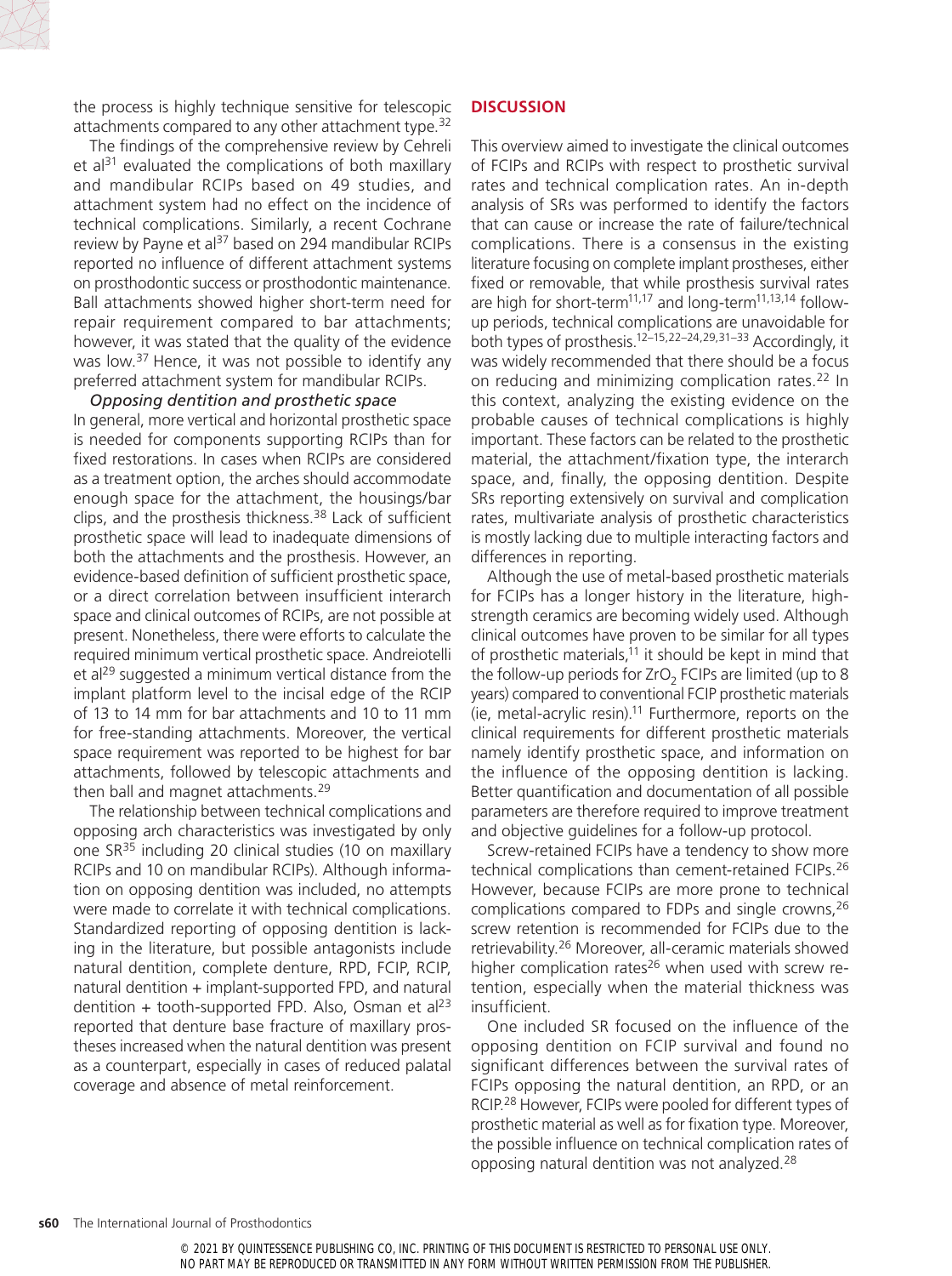the process is highly technique sensitive for telescopic attachments compared to any other attachment type.[32]

The findings of the comprehensive review by Cehreli et al[31] evaluated the complications of both maxillary and mandibular RCIPs based on 49 studies, and attachment system had no effect on the incidence of technical complications. Similarly, a recent Cochrane review by Payne et al[37] based on 294 mandibular RCIPs reported no influence of different attachment systems on prosthodontic success or prosthodontic maintenance. Ball attachments showed higher short-term need for repair requirement compared to bar attachments; however, it was stated that the quality of the evidence was low.[37] Hence, it was not possible to identify any preferred attachment system for mandibular RCIPs.

*Opposing dentition and prosthetic space*

In general, more vertical and horizontal prosthetic space is needed for components supporting RCIPs than for fixed restorations. In cases when RCIPs are considered as a treatment option, the arches should accommodate enough space for the attachment, the housings/bar clips, and the prosthesis thickness.[38] Lack of sufficient prosthetic space will lead to inadequate dimensions of both the attachments and the prosthesis. However, an evidence-based definition of sufficient prosthetic space, or a direct correlation between insufficient interarch space and clinical outcomes of RCIPs, are not possible at present. Nonetheless, there were efforts to calculate the required minimum vertical prosthetic space. Andreiotelli et al[29] suggested a minimum vertical distance from the implant platform level to the incisal edge of the RCIP of 13 to 14 mm for bar attachments and 10 to 11 mm for free-standing attachments. Moreover, the vertical space requirement was reported to be highest for bar attachments, followed by telescopic attachments and then ball and magnet attachments.[29]

The relationship between technical complications and opposing arch characteristics was investigated by only one SR[35] including 20 clinical studies (10 on maxillary RCIPs and 10 on mandibular RCIPs). Although information on opposing dentition was included, no attempts were made to correlate it with technical complications. Standardized reporting of opposing dentition is lacking in the literature, but possible antagonists include natural dentition, complete denture, RPD, FCIP, RCIP, natural dentition + implant-supported FPD, and natural dentition + tooth-supported FPD. Also, Osman et al[23] reported that denture base fracture of maxillary prostheses increased when the natural dentition was present as a counterpart, especially in cases of reduced palatal coverage and absence of metal reinforcement.

## DISCUSSION

This overview aimed to investigate the clinical outcomes of FCIPs and RCIPs with respect to prosthetic survival rates and technical complication rates. An in-depth analysis of SRs was performed to identify the factors that can cause or increase the rate of failure/technical complications. There is a consensus in the existing literature focusing on complete implant prostheses, either fixed or removable, that while prosthesis survival rates are high for short-term[11,17] and long-term[11,13,14] follow-up periods, technical complications are unavoidable for both types of prosthesis.[12–15,22–24,29,31–33] Accordingly, it was widely recommended that there should be a focus on reducing and minimizing complication rates.[22] In this context, analyzing the existing evidence on the probable causes of technical complications is highly important. These factors can be related to the prosthetic material, the attachment/fixation type, the interarch space, and, finally, the opposing dentition. Despite SRs reporting extensively on survival and complication rates, multivariate analysis of prosthetic characteristics is mostly lacking due to multiple interacting factors and differences in reporting.

Although the use of metal-based prosthetic materials for FCIPs has a longer history in the literature, high-strength ceramics are becoming widely used. Although clinical outcomes have proven to be similar for all types of prosthetic materials,[11] it should be kept in mind that the follow-up periods for $ZrO_2$ FCIPs are limited (up to 8 years) compared to conventional FCIP prosthetic materials (ie, metal-acrylic resin).[11] Furthermore, reports on the clinical requirements for different prosthetic materials namely identify prosthetic space, and information on the influence of the opposing dentition is lacking. Better quantification and documentation of all possible parameters are therefore required to improve treatment and objective guidelines for a follow-up protocol.

Screw-retained FCIPs have a tendency to show more technical complications than cement-retained FCIPs.[26] However, because FCIPs are more prone to technical complications compared to FDPs and single crowns,[26] screw retention is recommended for FCIPs due to the retrievability.[26] Moreover, all-ceramic materials showed higher complication rates[26] when used with screw retention, especially when the material thickness was insufficient.

One included SR focused on the influence of the opposing dentition on FCIP survival and found no significant differences between the survival rates of FCIPs opposing the natural dentition, an RPD, or an RCIP.[28] However, FCIPs were pooled for different types of prosthetic material as well as for fixation type. Moreover, the possible influence on technical complication rates of opposing natural dentition was not analyzed.[28]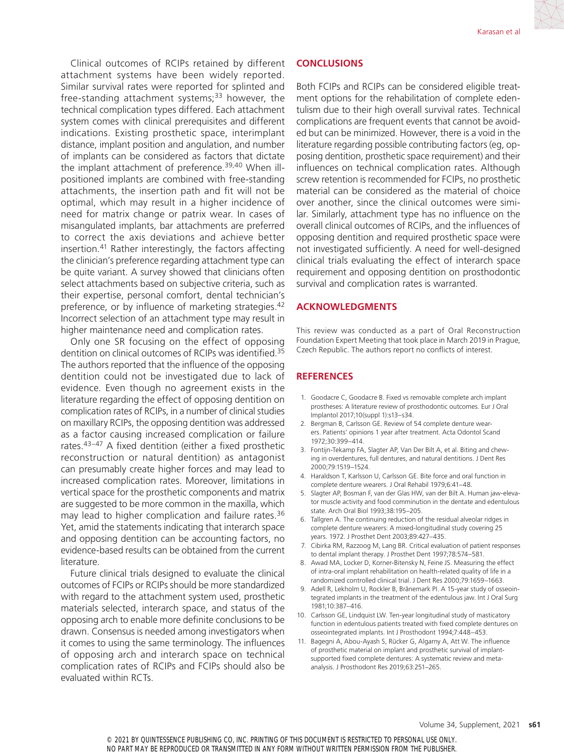Clinical outcomes of RCIPs retained by different attachment systems have been widely reported. Similar survival rates were reported for splinted and free-standing attachment systems;[33] however, the technical complication types differed. Each attachment system comes with clinical prerequisites and different indications. Existing prosthetic space, interimplant distance, implant position and angulation, and number of implants can be considered as factors that dictate the implant attachment of preference.[39,40] When ill-positioned implants are combined with free-standing attachments, the insertion path and fit will not be optimal, which may result in a higher incidence of need for matrix change or patrix wear. In cases of misangulated implants, bar attachments are preferred to correct the axis deviations and achieve better insertion.[41] Rather interestingly, the factors affecting the clinician's preference regarding attachment type can be quite variant. A survey showed that clinicians often select attachments based on subjective criteria, such as their expertise, personal comfort, dental technician's preference, or by influence of marketing strategies.[42] Incorrect selection of an attachment type may result in higher maintenance need and complication rates.

Only one SR focusing on the effect of opposing dentition on clinical outcomes of RCIPs was identified.[35] The authors reported that the influence of the opposing dentition could not be investigated due to lack of evidence. Even though no agreement exists in the literature regarding the effect of opposing dentition on complication rates of RCIPs, in a number of clinical studies on maxillary RCIPs, the opposing dentition was addressed as a factor causing increased complication or failure rates.[43–47] A fixed dentition (either a fixed prosthetic reconstruction or natural dentition) as antagonist can presumably create higher forces and may lead to increased complication rates. Moreover, limitations in vertical space for the prosthetic components and matrix are suggested to be more common in the maxilla, which may lead to higher complication and failure rates.[36] Yet, amid the statements indicating that interarch space and opposing dentition can be accounting factors, no evidence-based results can be obtained from the current literature.

Future clinical trials designed to evaluate the clinical outcomes of FCIPs or RCIPs should be more standardized with regard to the attachment system used, prosthetic materials selected, interarch space, and status of the opposing arch to enable more definite conclusions to be drawn. Consensus is needed among investigators when it comes to using the same terminology. The influences of opposing arch and interarch space on technical complication rates of RCIPs and FCIPs should also be evaluated within RCTs.

## CONCLUSIONS

Both FCIPs and RCIPs can be considered eligible treatment options for the rehabilitation of complete edentulism due to their high overall survival rates. Technical complications are frequent events that cannot be avoided but can be minimized. However, there is a void in the literature regarding possible contributing factors (eg, opposing dentition, prosthetic space requirement) and their influences on technical complication rates. Although screw retention is recommended for FCIPs, no prosthetic material can be considered as the material of choice over another, since the clinical outcomes were similar. Similarly, attachment type has no influence on the overall clinical outcomes of RCIPs, and the influences of opposing dentition and required prosthetic space were not investigated sufficiently. A need for well-designed clinical trials evaluating the effect of interarch space requirement and opposing dentition on prosthodontic survival and complication rates is warranted.

## ACKNOWLEDGMENTS

This review was conducted as a part of Oral Reconstruction Foundation Expert Meeting that took place in March 2019 in Prague, Czech Republic. The authors report no conflicts of interest.

## REFERENCES

1. Goodacre C, Goodacre B. Fixed vs removable complete arch implant prostheses: A literature review of prosthodontic outcomes. Eur J Oral Implantol 2017;10(suppl 1):s13–s34.
2. Bergman B, Carlsson GE. Review of 54 complete denture wearers. Patients' opinions 1 year after treatment. Acta Odontol Scand 1972;30:399–414.
3. Fontijn-Tekamp FA, Slagter AP, Van Der Bilt A, et al. Biting and chewing in overdentures, full dentures, and natural dentitions. J Dent Res 2000;79:1519–1524.
4. Haraldson T, Karlsson U, Carlsson GE. Bite force and oral function in complete denture wearers. J Oral Rehabil 1979;6:41–48.
5. Slagter AP, Bosman F, van der Glas HW, van der Bilt A. Human jaw-elevator muscle activity and food comminution in the dentate and edentulous state. Arch Oral Biol 1993;38:195–205.
6. Tallgren A. The continuing reduction of the residual alveolar ridges in complete denture wearers: A mixed-longitudinal study covering 25 years. 1972. J Prosthet Dent 2003;89:427–435.
7. Cibirka RM, Razzoog M, Lang BR. Critical evaluation of patient responses to dental implant therapy. J Prosthet Dent 1997;78:574–581.
8. Awad MA, Locker D, Korner-Bitensky N, Feine JS. Measuring the effect of intra-oral implant rehabilitation on health-related quality of life in a randomized controlled clinical trial. J Dent Res 2000;79:1659–1663.
9. Adell R, Lekholm U, Rockler B, Brånemark PI. A 15-year study of osseointegrated implants in the treatment of the edentulous jaw. Int J Oral Surg 1981;10:387–416.
10. Carlsson GE, Lindquist LW. Ten-year longitudinal study of masticatory function in edentulous patients treated with fixed complete dentures on osseointegrated implants. Int J Prosthodont 1994;7:448–453.
11. Bagegni A, Abou-Ayash S, Rücker G, Algarny A, Att W. The influence of prosthetic material on implant and prosthetic survival of implant-supported fixed complete dentures: A systematic review and meta-analysis. J Prosthodont Res 2019;63:251–265.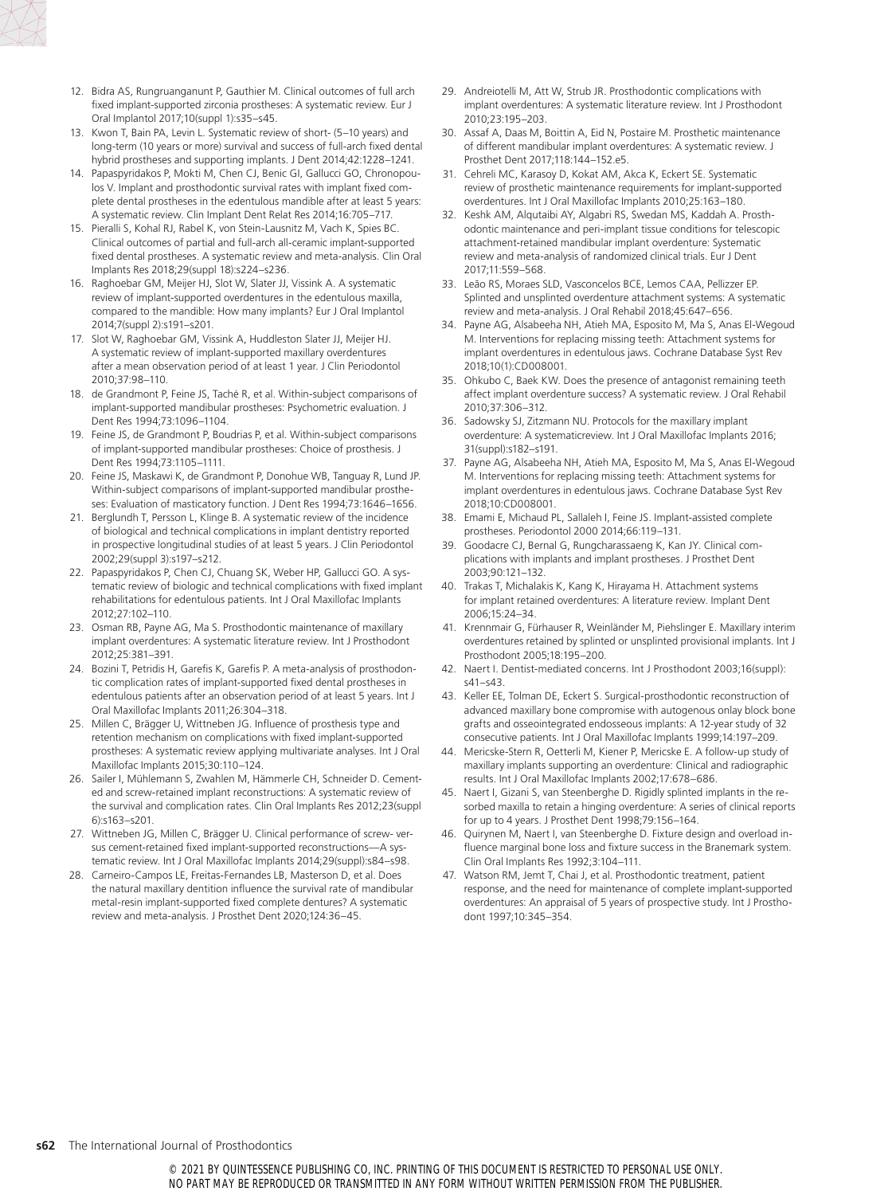12. Bidra AS, Rungruanganunt P, Gauthier M. Clinical outcomes of full arch fixed implant-supported zirconia prostheses: A systematic review. Eur J Oral Implantol 2017;10(suppl 1):s35–s45.
13. Kwon T, Bain PA, Levin L. Systematic review of short- (5–10 years) and long-term (10 years or more) survival and success of full-arch fixed dental hybrid prostheses and supporting implants. J Dent 2014;42:1228–1241.
14. Papaspyridakos P, Mokti M, Chen CJ, Benic GI, Gallucci GO, Chronopoulos V. Implant and prosthodontic survival rates with implant fixed complete dental prostheses in the edentulous mandible after at least 5 years: A systematic review. Clin Implant Dent Relat Res 2014;16:705–717.
15. Pieralli S, Kohal RJ, Rabel K, von Stein-Lausnitz M, Vach K, Spies BC. Clinical outcomes of partial and full-arch all-ceramic implant-supported fixed dental prostheses. A systematic review and meta-analysis. Clin Oral Implants Res 2018;29(suppl 18):s224–s236.
16. Raghoebar GM, Meijer HJ, Slot W, Slater JJ, Vissink A. A systematic review of implant-supported overdentures in the edentulous maxilla, compared to the mandible: How many implants? Eur J Oral Implantol 2014;7(suppl 2):s191–s201.
17. Slot W, Raghoebar GM, Vissink A, Huddleston Slater JJ, Meijer HJ. A systematic review of implant-supported maxillary overdentures after a mean observation period of at least 1 year. J Clin Periodontol 2010;37:98–110.
18. de Grandmont P, Feine JS, Taché R, et al. Within-subject comparisons of implant-supported mandibular prostheses: Psychometric evaluation. J Dent Res 1994;73:1096–1104.
19. Feine JS, de Grandmont P, Boudrias P, et al. Within-subject comparisons of implant-supported mandibular prostheses: Choice of prosthesis. J Dent Res 1994;73:1105–1111.
20. Feine JS, Maskawi K, de Grandmont P, Donohue WB, Tanguay R, Lund JP. Within-subject comparisons of implant-supported mandibular prostheses: Evaluation of masticatory function. J Dent Res 1994;73:1646–1656.
21. Berglundh T, Persson L, Klinge B. A systematic review of the incidence of biological and technical complications in implant dentistry reported in prospective longitudinal studies of at least 5 years. J Clin Periodontol 2002;29(suppl 3):s197–s212.
22. Papaspyridakos P, Chen CJ, Chuang SK, Weber HP, Gallucci GO. A systematic review of biologic and technical complications with fixed implant rehabilitations for edentulous patients. Int J Oral Maxillofac Implants 2012;27:102–110.
23. Osman RB, Payne AG, Ma S. Prosthodontic maintenance of maxillary implant overdentures: A systematic literature review. Int J Prosthodont 2012;25:381–391.
24. Bozini T, Petridis H, Garefis K, Garefis P. A meta-analysis of prosthodontic complication rates of implant-supported fixed dental prostheses in edentulous patients after an observation period of at least 5 years. Int J Oral Maxillofac Implants 2011;26:304–318.
25. Millen C, Brägger U, Wittneben JG. Influence of prosthesis type and retention mechanism on complications with fixed implant-supported prostheses: A systematic review applying multivariate analyses. Int J Oral Maxillofac Implants 2015;30:110–124.
26. Sailer I, Mühlemann S, Zwahlen M, Hämmerle CH, Schneider D. Cemented and screw-retained implant reconstructions: A systematic review of the survival and complication rates. Clin Oral Implants Res 2012;23(suppl 6):s163–s201.
27. Wittneben JG, Millen C, Brägger U. Clinical performance of screw- versus cement-retained fixed implant-supported reconstructions—A systematic review. Int J Oral Maxillofac Implants 2014;29(suppl):s84–s98.
28. Carneiro-Campos LE, Freitas-Fernandes LB, Masterson D, et al. Does the natural maxillary dentition influence the survival rate of mandibular metal-resin implant-supported fixed complete dentures? A systematic review and meta-analysis. J Prosthet Dent 2020;124:36–45.
29. Andreiotelli M, Att W, Strub JR. Prosthodontic complications with implant overdentures: A systematic literature review. Int J Prosthodont 2010;23:195–203.
30. Assaf A, Daas M, Boittin A, Eid N, Postaire M. Prosthetic maintenance of different mandibular implant overdentures: A systematic review. J Prosthet Dent 2017;118:144–152.e5.
31. Cehreli MC, Karasoy D, Kokat AM, Akca K, Eckert SE. Systematic review of prosthetic maintenance requirements for implant-supported overdentures. Int J Oral Maxillofac Implants 2010;25:163–180.
32. Keshk AM, Alqutaibi AY, Algabri RS, Swedan MS, Kaddah A. Prosthodontic maintenance and peri-implant tissue conditions for telescopic attachment-retained mandibular implant overdenture: Systematic review and meta-analysis of randomized clinical trials. Eur J Dent 2017;11:559–568.
33. Leão RS, Moraes SLD, Vasconcelos BCE, Lemos CAA, Pellizzer EP. Splinted and unsplinted overdenture attachment systems: A systematic review and meta-analysis. J Oral Rehabil 2018;45:647–656.
34. Payne AG, Alsabeeha NH, Atieh MA, Esposito M, Ma S, Anas El-Wegoud M. Interventions for replacing missing teeth: Attachment systems for implant overdentures in edentulous jaws. Cochrane Database Syst Rev 2018;10(1):CD008001.
35. Ohkubo C, Baek KW. Does the presence of antagonist remaining teeth affect implant overdenture success? A systematic review. J Oral Rehabil 2010;37:306–312.
36. Sadowsky SJ, Zitzmann NU. Protocols for the maxillary implant overdenture: A systematicreview. Int J Oral Maxillofac Implants 2016; 31(suppl):s182–s191.
37. Payne AG, Alsabeeha NH, Atieh MA, Esposito M, Ma S, Anas El-Wegoud M. Interventions for replacing missing teeth: Attachment systems for implant overdentures in edentulous jaws. Cochrane Database Syst Rev 2018;10:CD008001.
38. Emami E, Michaud PL, Sallaleh I, Feine JS. Implant-assisted complete prostheses. Periodontol 2000 2014;66:119–131.
39. Goodacre CJ, Bernal G, Rungcharassaeng K, Kan JY. Clinical complications with implants and implant prostheses. J Prosthet Dent 2003;90:121–132.
40. Trakas T, Michalakis K, Kang K, Hirayama H. Attachment systems for implant retained overdentures: A literature review. Implant Dent 2006;15:24–34.
41. Krennmair G, Fürhauser R, Weinländer M, Piehslinger E. Maxillary interim overdentures retained by splinted or unsplinted provisional implants. Int J Prosthodont 2005;18:195–200.
42. Naert I. Dentist-mediated concerns. Int J Prosthodont 2003;16(suppl): s41–s43.
43. Keller EE, Tolman DE, Eckert S. Surgical-prosthodontic reconstruction of advanced maxillary bone compromise with autogenous onlay block bone grafts and osseointegrated endosseous implants: A 12-year study of 32 consecutive patients. Int J Oral Maxillofac Implants 1999;14:197–209.
44. Mericske-Stern R, Oetterli M, Kiener P, Mericske E. A follow-up study of maxillary implants supporting an overdenture: Clinical and radiographic results. Int J Oral Maxillofac Implants 2002;17:678–686.
45. Naert I, Gizani S, van Steenberghe D. Rigidly splinted implants in the resorbed maxilla to retain a hinging overdenture: A series of clinical reports for up to 4 years. J Prosthet Dent 1998;79:156–164.
46. Quirynen M, Naert I, van Steenberghe D. Fixture design and overload influence marginal bone loss and fixture success in the Branemark system. Clin Oral Implants Res 1992;3:104–111.
47. Watson RM, Jemt T, Chai J, et al. Prosthodontic treatment, patient response, and the need for maintenance of complete implant-supported overdentures: An appraisal of 5 years of prospective study. Int J Prosthodont 1997;10:345–354.